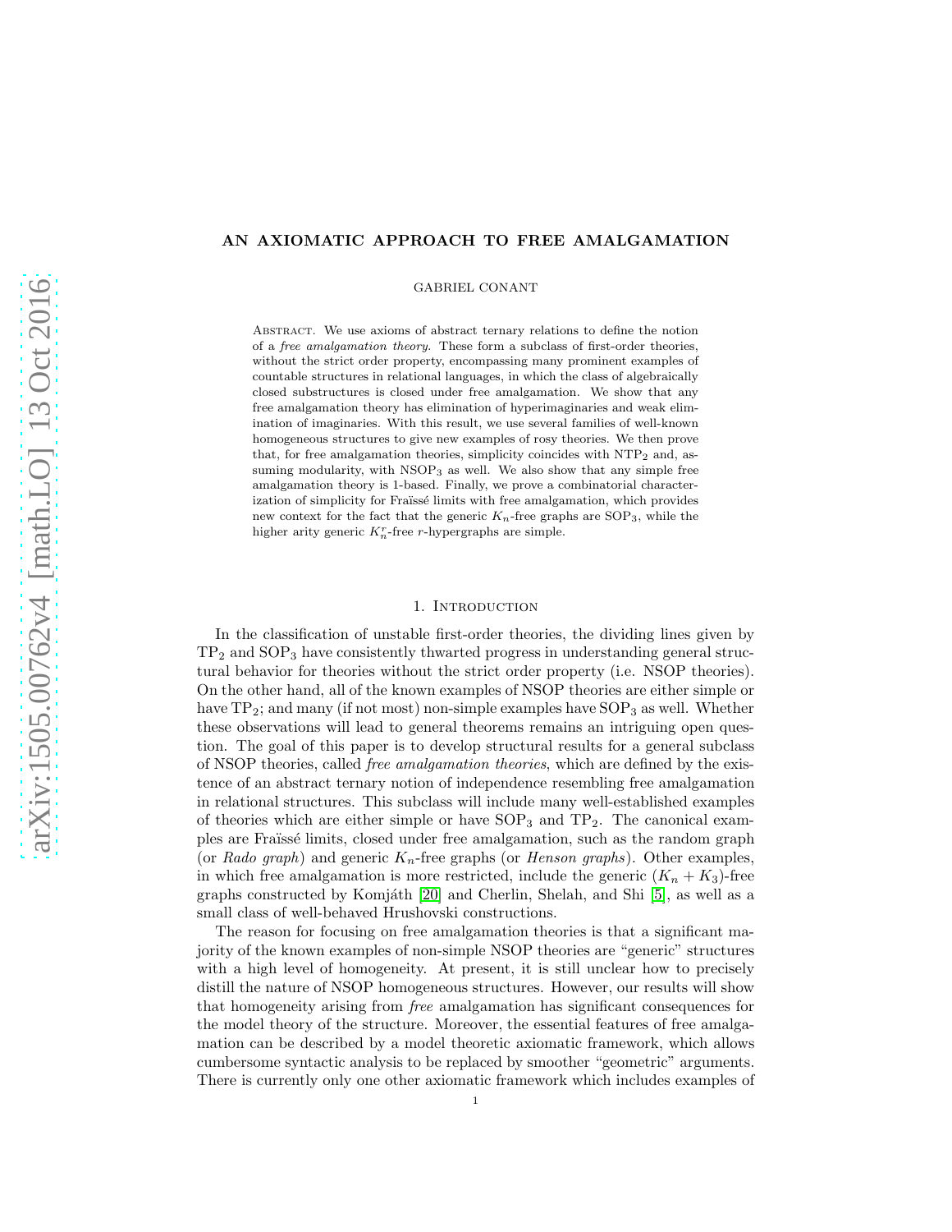# AN AXIOMATIC APPROACH TO FREE AMALGAMATION

GABRIEL CONANT

Abstract. We use axioms of abstract ternary relations to define the notion of a *free amalgamation theory*. These form a subclass of first-order theories, without the strict order property, encompassing many prominent examples of countable structures in relational languages, in which the class of algebraically closed substructures is closed under free amalgamation. We show that any free amalgamation theory has elimination of hyperimaginaries and weak elimination of imaginaries. With this result, we use several families of well-known homogeneous structures to give new examples of rosy theories. We then prove that, for free amalgamation theories, simplicity coincides with $\mathrm{NTP}_2$ and, assuming modularity, with $\mathrm{NSOP}_3$ as well. We also show that any simple free amalgamation theory is 1-based. Finally, we prove a combinatorial characterization of simplicity for Fraïssé limits with free amalgamation, which provides new context for the fact that the generic $K_n$-free graphs are $\mathrm{SOP}_3$, while the higher arity generic $K_n^r$-free $r$-hypergraphs are simple.

## 1. Introduction

In the classification of unstable first-order theories, the dividing lines given by $\mathrm{TP}_2$ and $\mathrm{SOP}_3$ have consistently thwarted progress in understanding general structural behavior for theories without the strict order property (i.e. NSOP theories). On the other hand, all of the known examples of NSOP theories are either simple or have $\mathrm{TP}_2$; and many (if not most) non-simple examples have $\mathrm{SOP}_3$ as well. Whether these observations will lead to general theorems remains an intriguing open question. The goal of this paper is to develop structural results for a general subclass of NSOP theories, called *free amalgamation theories*, which are defined by the existence of an abstract ternary notion of independence resembling free amalgamation in relational structures. This subclass will include many well-established examples of theories which are either simple or have $\mathrm{SOP}_3$ and $\mathrm{TP}_2$. The canonical examples are Fraïssé limits, closed under free amalgamation, such as the random graph (or *Rado graph*) and generic $K_n$-free graphs (or *Henson graphs*). Other examples, in which free amalgamation is more restricted, include the generic $(K_n + K_3)$-free graphs constructed by Komjáth [20] and Cherlin, Shelah, and Shi [5], as well as a small class of well-behaved Hrushovski constructions.

The reason for focusing on free amalgamation theories is that a significant majority of the known examples of non-simple NSOP theories are "generic" structures with a high level of homogeneity. At present, it is still unclear how to precisely distill the nature of NSOP homogeneous structures. However, our results will show that homogeneity arising from *free* amalgamation has significant consequences for the model theory of the structure. Moreover, the essential features of free amalgamation can be described by a model theoretic axiomatic framework, which allows cumbersome syntactic analysis to be replaced by smoother "geometric" arguments. There is currently only one other axiomatic framework which includes examples of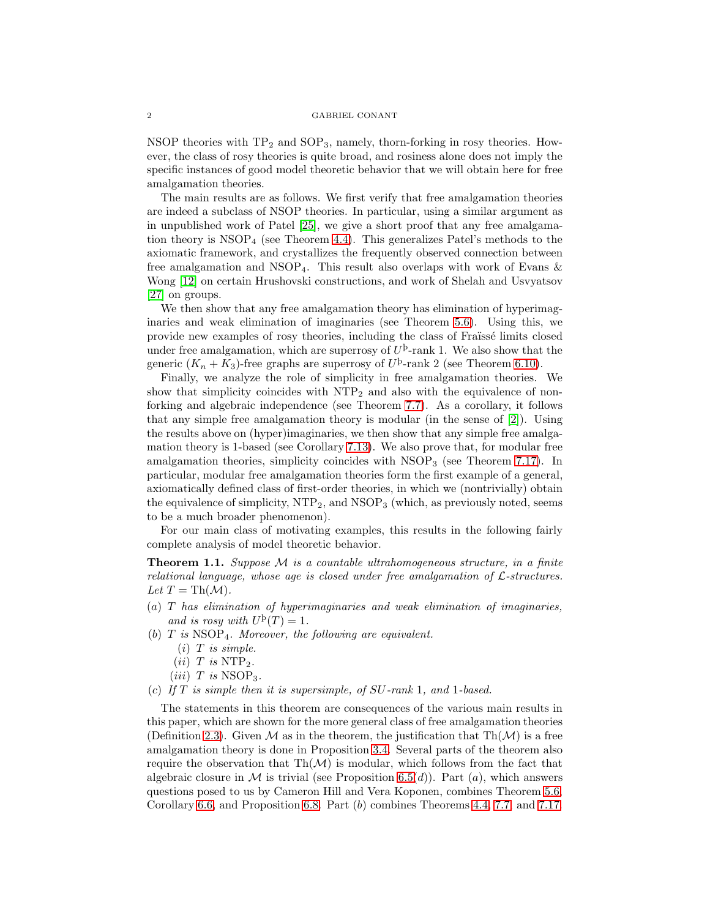NSOP theories with $\mathrm{TP}_2$ and $\mathrm{SOP}_3$, namely, thorn-forking in rosy theories. However, the class of rosy theories is quite broad, and rosiness alone does not imply the specific instances of good model theoretic behavior that we will obtain here for free amalgamation theories.

The main results are as follows. We first verify that free amalgamation theories are indeed a subclass of NSOP theories. In particular, using a similar argument as in unpublished work of Patel [25], we give a short proof that any free amalgamation theory is $\mathrm{NSOP}_4$ (see Theorem 4.4). This generalizes Patel's methods to the axiomatic framework, and crystallizes the frequently observed connection between free amalgamation and $\mathrm{NSOP}_4$. This result also overlaps with work of Evans & Wong [12] on certain Hrushovski constructions, and work of Shelah and Usvyatsov [27] on groups.

We then show that any free amalgamation theory has elimination of hyperimaginaries and weak elimination of imaginaries (see Theorem 5.6). Using this, we provide new examples of rosy theories, including the class of Fraïssé limits closed under free amalgamation, which are superrosy of $U^{\text{þ}}$-rank 1. We also show that the generic $(K_n + K_3)$-free graphs are superrosy of $U^{\text{þ}}$-rank 2 (see Theorem 6.10).

Finally, we analyze the role of simplicity in free amalgamation theories. We show that simplicity coincides with $\mathrm{NTP}_2$ and also with the equivalence of nonforking and algebraic independence (see Theorem 7.7). As a corollary, it follows that any simple free amalgamation theory is modular (in the sense of [2]). Using the results above on (hyper)imaginaries, we then show that any simple free amalgamation theory is 1-based (see Corollary 7.13). We also prove that, for modular free amalgamation theories, simplicity coincides with $\mathrm{NSOP}_3$ (see Theorem 7.17). In particular, modular free amalgamation theories form the first example of a general, axiomatically defined class of first-order theories, in which we (nontrivially) obtain the equivalence of simplicity, $\mathrm{NTP}_2$, and $\mathrm{NSOP}_3$ (which, as previously noted, seems to be a much broader phenomenon).

For our main class of motivating examples, this results in the following fairly complete analysis of model theoretic behavior.

**Theorem 1.1.** *Suppose $\mathcal{M}$ is a countable ultrahomogeneous structure, in a finite relational language, whose age is closed under free amalgamation of $\mathcal{L}$-structures. Let $T = \mathrm{Th}(\mathcal{M})$.*

*(a) $T$ has elimination of hyperimaginaries and weak elimination of imaginaries, and is rosy with $U^{\text{þ}}(T) = 1$.*

*(b) $T$ is $\mathrm{NSOP}_4$. Moreover, the following are equivalent.*
  - *(i) $T$ is simple.*
  - *(ii) $T$ is $\mathrm{NTP}_2$.*
  - *(iii) $T$ is $\mathrm{NSOP}_3$.*

*(c) If $T$ is simple then it is supersimple, of SU-rank 1, and 1-based.*

The statements in this theorem are consequences of the various main results in this paper, which are shown for the more general class of free amalgamation theories (Definition 2.3). Given $\mathcal{M}$ as in the theorem, the justification that $\mathrm{Th}(\mathcal{M})$ is a free amalgamation theory is done in Proposition 3.4. Several parts of the theorem also require the observation that $\mathrm{Th}(\mathcal{M})$ is modular, which follows from the fact that algebraic closure in $\mathcal{M}$ is trivial (see Proposition 6.5$(d)$). Part $(a)$, which answers questions posed to us by Cameron Hill and Vera Koponen, combines Theorem 5.6, Corollary 6.6, and Proposition 6.8. Part $(b)$ combines Theorems 4.4, 7.7, and 7.17.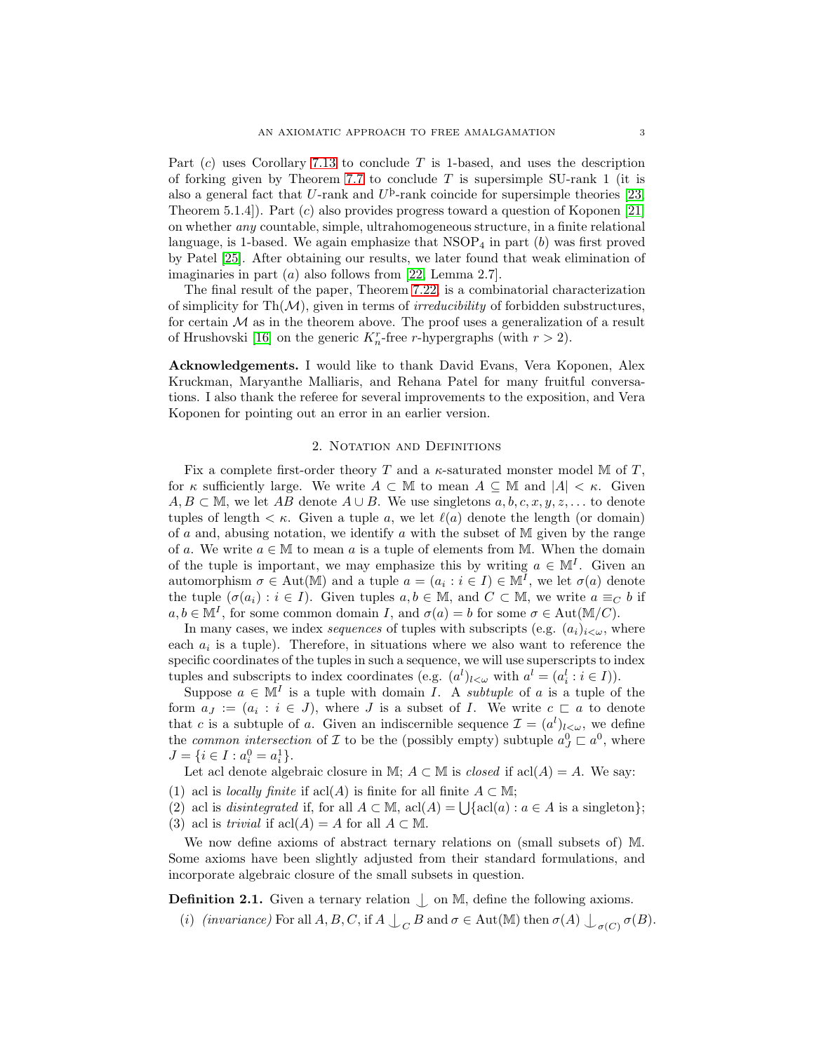Part $(c)$ uses Corollary 7.13 to conclude $T$ is 1-based, and uses the description of forking given by Theorem 7.7 to conclude $T$ is supersimple SU-rank 1 (it is also a general fact that $U$-rank and $U^{\flat}$-rank coincide for supersimple theories [23, Theorem 5.1.4]). Part $(c)$ also provides progress toward a question of Koponen [21] on whether *any* countable, simple, ultrahomogeneous structure, in a finite relational language, is 1-based. We again emphasize that $\mathrm{NSOP}_4$ in part $(b)$ was first proved by Patel [25]. After obtaining our results, we later found that weak elimination of imaginaries in part $(a)$ also follows from [22, Lemma 2.7].

The final result of the paper, Theorem 7.22, is a combinatorial characterization of simplicity for $\mathrm{Th}(\mathcal{M})$, given in terms of *irreducibility* of forbidden substructures, for certain $\mathcal{M}$ as in the theorem above. The proof uses a generalization of a result of Hrushovski [16] on the generic $K^r_n$-free $r$-hypergraphs (with $r > 2$).

**Acknowledgements.** I would like to thank David Evans, Vera Koponen, Alex Kruckman, Maryanthe Malliaris, and Rehana Patel for many fruitful conversations. I also thank the referee for several improvements to the exposition, and Vera Koponen for pointing out an error in an earlier version.

## 2. Notation and Definitions

Fix a complete first-order theory $T$ and a $\kappa$-saturated monster model $\mathbb{M}$ of $T$, for $\kappa$ sufficiently large. We write $A \subset \mathbb{M}$ to mean $A \subseteq \mathbb{M}$ and $|A| < \kappa$. Given $A, B \subset \mathbb{M}$, we let $AB$ denote $A \cup B$. We use singletons $a, b, c, x, y, z, \dots$ to denote tuples of length $< \kappa$. Given a tuple $a$, we let $\ell(a)$ denote the length (or domain) of $a$ and, abusing notation, we identify $a$ with the subset of $\mathbb{M}$ given by the range of $a$. We write $a \in \mathbb{M}$ to mean $a$ is a tuple of elements from $\mathbb{M}$. When the domain of the tuple is important, we may emphasize this by writing $a \in \mathbb{M}^I$. Given an automorphism $\sigma \in \mathrm{Aut}(\mathbb{M})$ and a tuple $a = (a_i : i \in I) \in \mathbb{M}^I$, we let $\sigma(a)$ denote the tuple $(\sigma(a_i) : i \in I)$. Given tuples $a, b \in \mathbb{M}$, and $C \subset \mathbb{M}$, we write $a \equiv_C b$ if $a, b \in \mathbb{M}^I$, for some common domain $I$, and $\sigma(a) = b$ for some $\sigma \in \mathrm{Aut}(\mathbb{M}/C)$.

In many cases, we index *sequences* of tuples with subscripts (e.g. $(a_i)_{i<\omega}$, where each $a_i$ is a tuple). Therefore, in situations where we also want to reference the specific coordinates of the tuples in such a sequence, we will use superscripts to index tuples and subscripts to index coordinates (e.g. $(a^l)_{l<\omega}$ with $a^l = (a^l_i : i \in I)$).

Suppose $a \in \mathbb{M}^I$ is a tuple with domain $I$. A *subtuple* of $a$ is a tuple of the form $a_J := (a_i : i \in J)$, where $J$ is a subset of $I$. We write $c \sqsubset a$ to denote that $c$ is a subtuple of $a$. Given an indiscernible sequence $\mathcal{I} = (a^l)_{l<\omega}$, we define the *common intersection* of $\mathcal{I}$ to be the (possibly empty) subtuple $a^0_J \sqsubset a^0$, where $J = \{i \in I : a^0_i = a^1_i\}$.

Let acl denote algebraic closure in $\mathbb{M}$; $A \subset \mathbb{M}$ is *closed* if $\mathrm{acl}(A) = A$. We say:

(1) acl is *locally finite* if $\mathrm{acl}(A)$ is finite for all finite $A \subset \mathbb{M}$;
(2) acl is *disintegrated* if, for all $A \subset \mathbb{M}$, $\mathrm{acl}(A) = \bigcup\{\mathrm{acl}(a) : a \in A \text{ is a singleton}\}$;
(3) acl is *trivial* if $\mathrm{acl}(A) = A$ for all $A \subset \mathbb{M}$.

We now define axioms of abstract ternary relations on (small subsets of) $\mathbb{M}$. Some axioms have been slightly adjusted from their standard formulations, and incorporate algebraic closure of the small subsets in question.

**Definition 2.1.** Given a ternary relation $\mathop{\smile\!\!\!\!\!|}$ on $\mathbb{M}$, define the following axioms.

(i) *(invariance)* For all $A, B, C$, if $A \mathop{\smile\!\!\!\!\!|}_C B$ and $\sigma \in \mathrm{Aut}(\mathbb{M})$ then $\sigma(A) \mathop{\smile\!\!\!\!\!|}_{\sigma(C)} \sigma(B)$.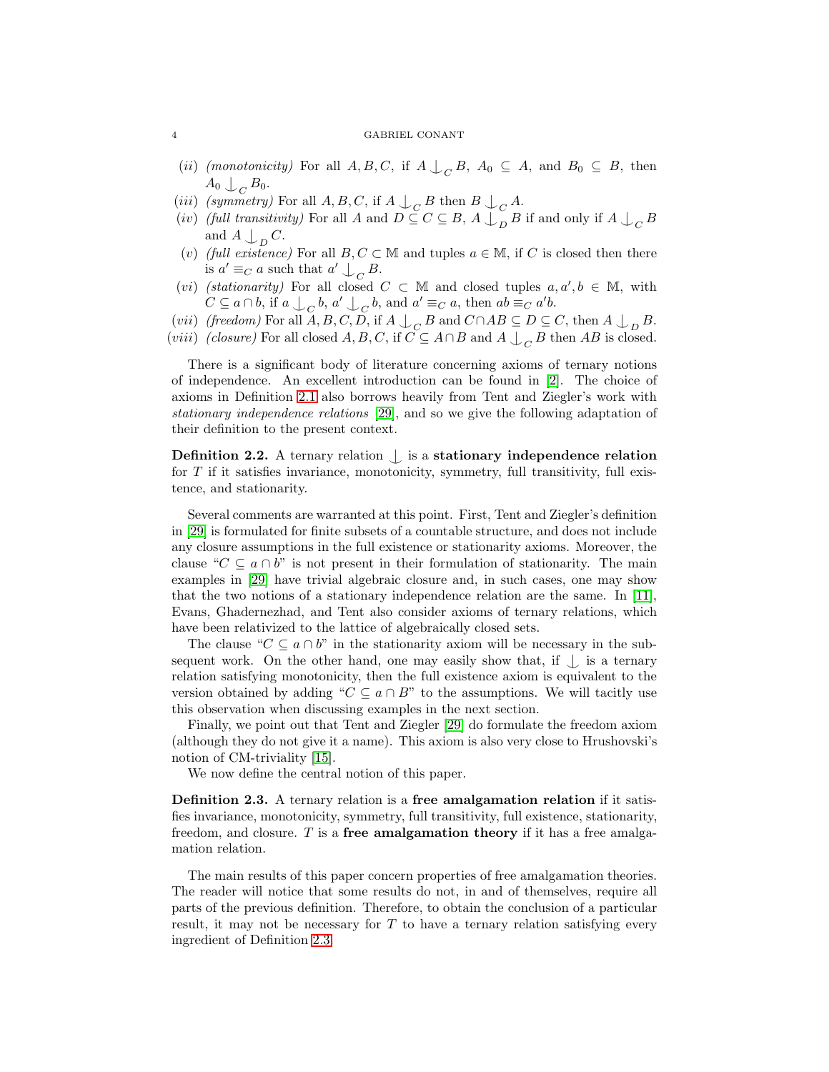(ii) *(monotonicity)* For all $A, B, C$, if $A \mathop{\smile\!\!\!\!\!\!|}_C B$, $A_0 \subseteq A$, and $B_0 \subseteq B$, then $A_0 \mathop{\smile\!\!\!\!\!\!|}_C B_0$.

(iii) *(symmetry)* For all $A, B, C$, if $A \mathop{\smile\!\!\!\!\!\!|}_C B$ then $B \mathop{\smile\!\!\!\!\!\!|}_C A$.

(iv) *(full transitivity)* For all $A$ and $D \subseteq C \subseteq B$, $A \mathop{\smile\!\!\!\!\!\!|}_D B$ if and only if $A \mathop{\smile\!\!\!\!\!\!|}_C B$ and $A \mathop{\smile\!\!\!\!\!\!|}_D C$.

(v) *(full existence)* For all $B, C \subset \mathbb{M}$ and tuples $a \in \mathbb{M}$, if $C$ is closed then there is $a' \equiv_C a$ such that $a' \mathop{\smile\!\!\!\!\!\!|}_C B$.

(vi) *(stationarity)* For all closed $C \subset \mathbb{M}$ and closed tuples $a, a', b \in \mathbb{M}$, with $C \subseteq a \cap b$, if $a \mathop{\smile\!\!\!\!\!\!|}_C b$, $a' \mathop{\smile\!\!\!\!\!\!|}_C b$, and $a' \equiv_C a$, then $ab \equiv_C a'b$.

(vii) *(freedom)* For all $A, B, C, D$, if $A \mathop{\smile\!\!\!\!\!\!|}_C B$ and $C \cap AB \subseteq D \subseteq C$, then $A \mathop{\smile\!\!\!\!\!\!|}_D B$.

(viii) *(closure)* For all closed $A, B, C$, if $C \subseteq A \cap B$ and $A \mathop{\smile\!\!\!\!\!\!|}_C B$ then $AB$ is closed.

There is a significant body of literature concerning axioms of ternary notions of independence. An excellent introduction can be found in [2]. The choice of axioms in Definition 2.1 also borrows heavily from Tent and Ziegler's work with *stationary independence relations* [29], and so we give the following adaptation of their definition to the present context.

**Definition 2.2.** A ternary relation $\mathop{\smile\!\!\!\!\!\!|}$ is a **stationary independence relation** for $T$ if it satisfies invariance, monotonicity, symmetry, full transitivity, full existence, and stationarity.

Several comments are warranted at this point. First, Tent and Ziegler's definition in [29] is formulated for finite subsets of a countable structure, and does not include any closure assumptions in the full existence or stationarity axioms. Moreover, the clause "$C \subseteq a \cap b$" is not present in their formulation of stationarity. The main examples in [29] have trivial algebraic closure and, in such cases, one may show that the two notions of a stationary independence relation are the same. In [11], Evans, Ghadernezhad, and Tent also consider axioms of ternary relations, which have been relativized to the lattice of algebraically closed sets.

The clause "$C \subseteq a \cap b$" in the stationarity axiom will be necessary in the subsequent work. On the other hand, one may easily show that, if $\mathop{\smile\!\!\!\!\!\!|}$ is a ternary relation satisfying monotonicity, then the full existence axiom is equivalent to the version obtained by adding "$C \subseteq a \cap B$" to the assumptions. We will tacitly use this observation when discussing examples in the next section.

Finally, we point out that Tent and Ziegler [29] do formulate the freedom axiom (although they do not give it a name). This axiom is also very close to Hrushovski's notion of CM-triviality [15].

We now define the central notion of this paper.

**Definition 2.3.** A ternary relation is a **free amalgamation relation** if it satisfies invariance, monotonicity, symmetry, full transitivity, full existence, stationarity, freedom, and closure. $T$ is a **free amalgamation theory** if it has a free amalgamation relation.

The main results of this paper concern properties of free amalgamation theories. The reader will notice that some results do not, in and of themselves, require all parts of the previous definition. Therefore, to obtain the conclusion of a particular result, it may not be necessary for $T$ to have a ternary relation satisfying every ingredient of Definition 2.3.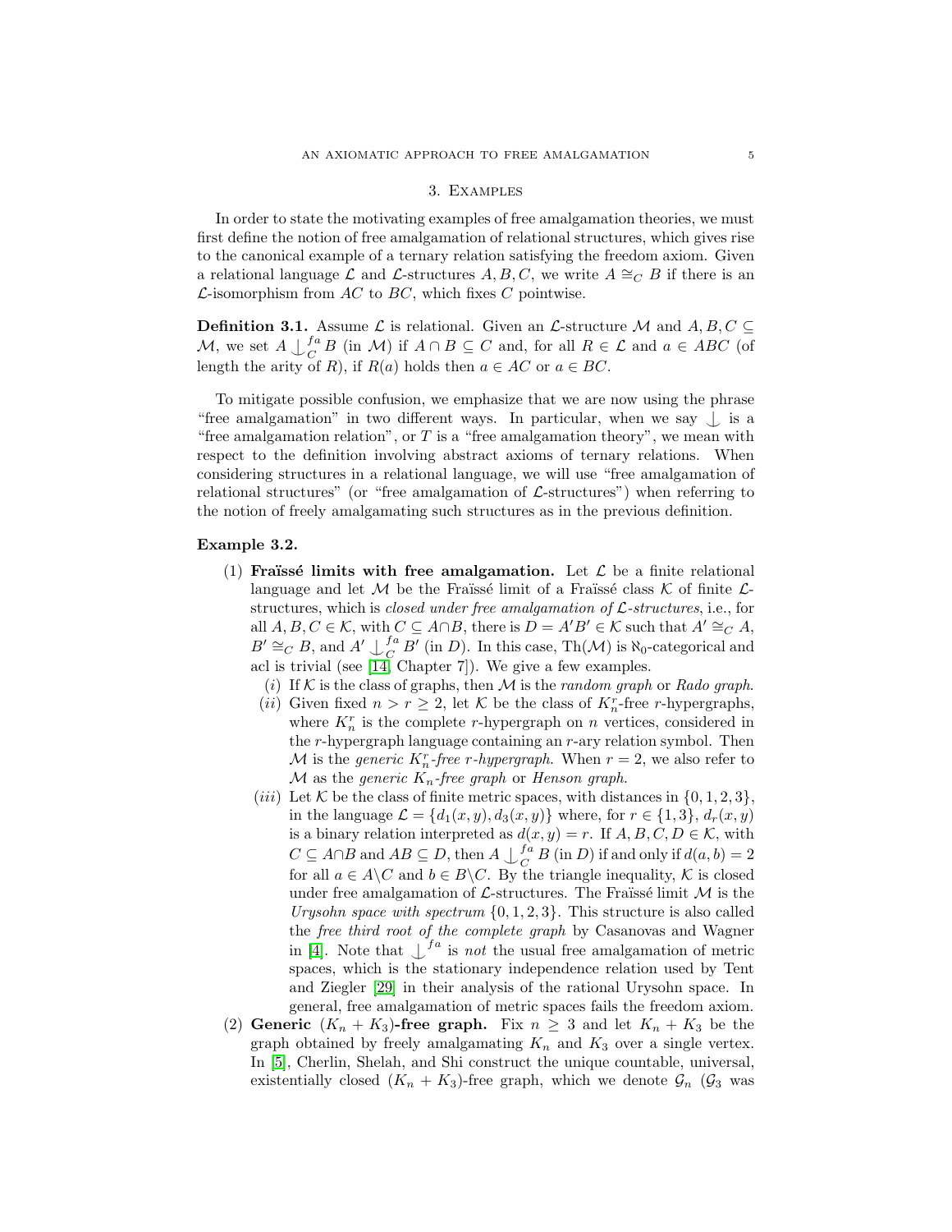## 3. Examples

In order to state the motivating examples of free amalgamation theories, we must first define the notion of free amalgamation of relational structures, which gives rise to the canonical example of a ternary relation satisfying the freedom axiom. Given a relational language $\mathcal{L}$ and $\mathcal{L}$-structures $A, B, C$, we write $A \cong_C B$ if there is an $\mathcal{L}$-isomorphism from $AC$ to $BC$, which fixes $C$ pointwise.

**Definition 3.1.** Assume $\mathcal{L}$ is relational. Given an $\mathcal{L}$-structure $\mathcal{M}$ and $A, B, C \subseteq \mathcal{M}$, we set $A \mathop{\smile\!\!\!\!\!\!|}^{fa}_C B$ (in $\mathcal{M}$) if $A \cap B \subseteq C$ and, for all $R \in \mathcal{L}$ and $a \in ABC$ (of length the arity of $R$), if $R(a)$ holds then $a \in AC$ or $a \in BC$.

To mitigate possible confusion, we emphasize that we are now using the phrase "free amalgamation" in two different ways. In particular, when we say $\mathop{\smile\!\!\!\!\!\!|}$ is a "free amalgamation relation", or $T$ is a "free amalgamation theory", we mean with respect to the definition involving abstract axioms of ternary relations. When considering structures in a relational language, we will use "free amalgamation of relational structures" (or "free amalgamation of $\mathcal{L}$-structures") when referring to the notion of freely amalgamating such structures as in the previous definition.

**Example 3.2.**

(1) **Fraïssé limits with free amalgamation.** Let $\mathcal{L}$ be a finite relational language and let $\mathcal{M}$ be the Fraïssé limit of a Fraïssé class $\mathcal{K}$ of finite $\mathcal{L}$-structures, which is *closed under free amalgamation of $\mathcal{L}$-structures*, i.e., for all $A, B, C \in \mathcal{K}$, with $C \subseteq A \cap B$, there is $D = A'B' \in \mathcal{K}$ such that $A' \cong_C A$, $B' \cong_C B$, and $A' \mathop{\smile\!\!\!\!\!\!|}^{fa}_C B'$ (in $D$). In this case, $\text{Th}(\mathcal{M})$ is $\aleph_0$-categorical and acl is trivial (see [14, Chapter 7]). We give a few examples.

   $(i)$ If $\mathcal{K}$ is the class of graphs, then $\mathcal{M}$ is the *random graph* or *Rado graph*.

   $(ii)$ Given fixed $n > r \geq 2$, let $\mathcal{K}$ be the class of $K^r_n$-free $r$-hypergraphs, where $K^r_n$ is the complete $r$-hypergraph on $n$ vertices, considered in the $r$-hypergraph language containing an $r$-ary relation symbol. Then $\mathcal{M}$ is the *generic $K^r_n$-free $r$-hypergraph*. When $r = 2$, we also refer to $\mathcal{M}$ as the *generic $K_n$-free graph* or *Henson graph*.

   $(iii)$ Let $\mathcal{K}$ be the class of finite metric spaces, with distances in $\{0, 1, 2, 3\}$, in the language $\mathcal{L} = \{d_1(x, y), d_3(x, y)\}$ where, for $r \in \{1, 3\}$, $d_r(x, y)$ is a binary relation interpreted as $d(x, y) = r$. If $A, B, C, D \in \mathcal{K}$, with $C \subseteq A \cap B$ and $AB \subseteq D$, then $A \mathop{\smile\!\!\!\!\!\!|}^{fa}_C B$ (in $D$) if and only if $d(a, b) = 2$ for all $a \in A \backslash C$ and $b \in B \backslash C$. By the triangle inequality, $\mathcal{K}$ is closed under free amalgamation of $\mathcal{L}$-structures. The Fraïssé limit $\mathcal{M}$ is the *Urysohn space with spectrum* $\{0, 1, 2, 3\}$. This structure is also called the *free third root of the complete graph* by Casanovas and Wagner in [4]. Note that $\mathop{\smile\!\!\!\!\!\!|}^{fa}$ is *not* the usual free amalgamation of metric spaces, which is the stationary independence relation used by Tent and Ziegler [29] in their analysis of the rational Urysohn space. In general, free amalgamation of metric spaces fails the freedom axiom.

(2) **Generic $(K_n + K_3)$-free graph.** Fix $n \geq 3$ and let $K_n + K_3$ be the graph obtained by freely amalgamating $K_n$ and $K_3$ over a single vertex. In [5], Cherlin, Shelah, and Shi construct the unique countable, universal, existentially closed $(K_n + K_3)$-free graph, which we denote $\mathcal{G}_n$ ($\mathcal{G}_3$ was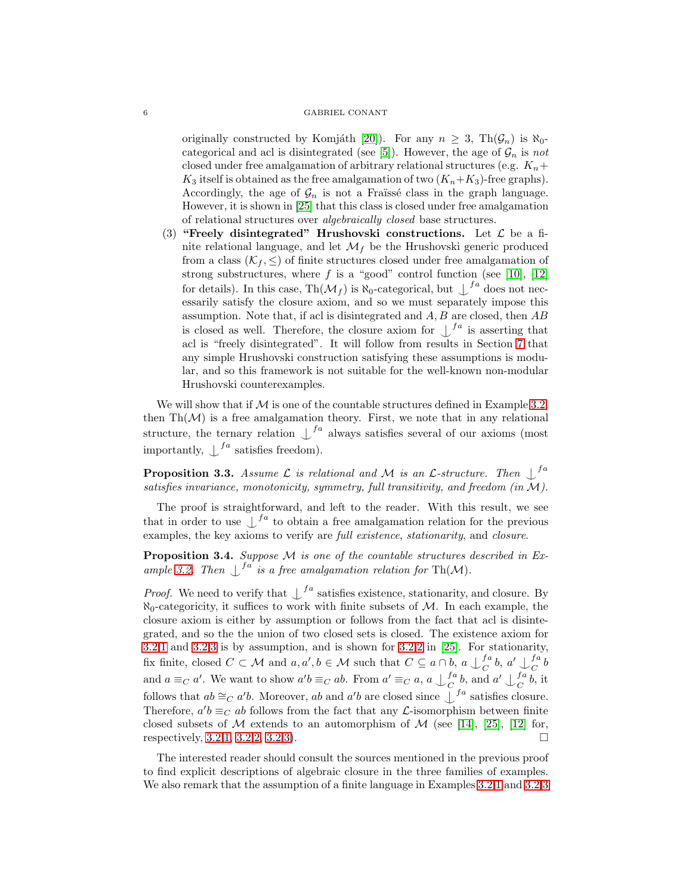originally constructed by Komjáth [20]). For any $n \geq 3$, $\mathrm{Th}(\mathcal{G}_n)$ is $\aleph_0$-categorical and acl is disintegrated (see [5]). However, the age of $\mathcal{G}_n$ is *not* closed under free amalgamation of arbitrary relational structures (e.g. $K_n + K_3$ itself is obtained as the free amalgamation of two $(K_n+K_3)$-free graphs). Accordingly, the age of $\mathcal{G}_n$ is not a Fraïssé class in the graph language. However, it is shown in [25] that this class is closed under free amalgamation of relational structures over *algebraically closed* base structures.

(3) **"Freely disintegrated" Hrushovski constructions.** Let $\mathcal{L}$ be a finite relational language, and let $\mathcal{M}_f$ be the Hrushovski generic produced from a class $(\mathcal{K}_f, \leq)$ of finite structures closed under free amalgamation of strong substructures, where $f$ is a "good" control function (see [10], [12] for details). In this case, $\mathrm{Th}(\mathcal{M}_f)$ is $\aleph_0$-categorical, but $\mathop{\smile\!\!\!\!\!\mid}^{fa}$ does not necessarily satisfy the closure axiom, and so we must separately impose this assumption. Note that, if acl is disintegrated and $A, B$ are closed, then $AB$ is closed as well. Therefore, the closure axiom for $\mathop{\smile\!\!\!\!\!\mid}^{fa}$ is asserting that acl is "freely disintegrated". It will follow from results in Section 7 that any simple Hrushovski construction satisfying these assumptions is modular, and so this framework is not suitable for the well-known non-modular Hrushovski counterexamples.

We will show that if $\mathcal{M}$ is one of the countable structures defined in Example 3.2, then $\mathrm{Th}(\mathcal{M})$ is a free amalgamation theory. First, we note that in any relational structure, the ternary relation $\mathop{\smile\!\!\!\!\!\mid}^{fa}$ always satisfies several of our axioms (most importantly, $\mathop{\smile\!\!\!\!\!\mid}^{fa}$ satisfies freedom).

**Proposition 3.3.** *Assume $\mathcal{L}$ is relational and $\mathcal{M}$ is an $\mathcal{L}$-structure. Then $\mathop{\smile\!\!\!\!\!\mid}^{fa}$ satisfies invariance, monotonicity, symmetry, full transitivity, and freedom (in $\mathcal{M}$).*

The proof is straightforward, and left to the reader. With this result, we see that in order to use $\mathop{\smile\!\!\!\!\!\mid}^{fa}$ to obtain a free amalgamation relation for the previous examples, the key axioms to verify are *full existence*, *stationarity*, and *closure*.

**Proposition 3.4.** *Suppose $\mathcal{M}$ is one of the countable structures described in Example 3.2. Then $\mathop{\smile\!\!\!\!\!\mid}^{fa}$ is a free amalgamation relation for $\mathrm{Th}(\mathcal{M})$.*

*Proof.* We need to verify that $\mathop{\smile\!\!\!\!\!\mid}^{fa}$ satisfies existence, stationarity, and closure. By $\aleph_0$-categoricity, it suffices to work with finite subsets of $\mathcal{M}$. In each example, the closure axiom is either by assumption or follows from the fact that acl is disintegrated, and so the the union of two closed sets is closed. The existence axiom for 3.2.1 and 3.2.3 is by assumption, and is shown for 3.2.2 in [25]. For stationarity, fix finite, closed $C \subset \mathcal{M}$ and $a, a', b \in \mathcal{M}$ such that $C \subseteq a \cap b$, $a \mathop{\smile\!\!\!\!\!\mid}^{fa}_C b$, $a' \mathop{\smile\!\!\!\!\!\mid}^{fa}_C b$ and $a \equiv_C a'$. We want to show $a'b \equiv_C ab$. From $a' \equiv_C a$, $a \mathop{\smile\!\!\!\!\!\mid}^{fa}_C b$, and $a' \mathop{\smile\!\!\!\!\!\mid}^{fa}_C b$, it follows that $ab \cong_C a'b$. Moreover, $ab$ and $a'b$ are closed since $\mathop{\smile\!\!\!\!\!\mid}^{fa}$ satisfies closure. Therefore, $a'b \equiv_C ab$ follows from the fact that any $\mathcal{L}$-isomorphism between finite closed subsets of $\mathcal{M}$ extends to an automorphism of $\mathcal{M}$ (see [14], [25], [12] for, respectively, 3.2.1, 3.2.2, 3.2.3). $\square$

The interested reader should consult the sources mentioned in the previous proof to find explicit descriptions of algebraic closure in the three families of examples. We also remark that the assumption of a finite language in Examples 3.2.1 and 3.2.3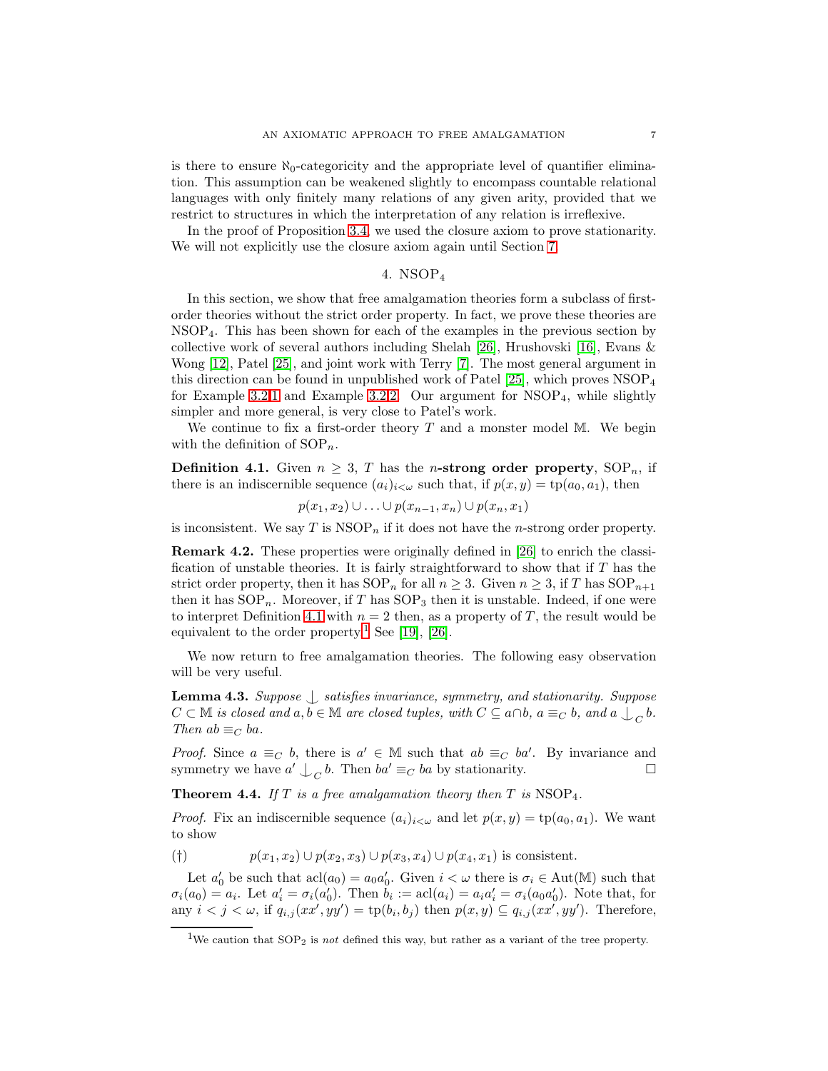is there to ensure $\aleph_0$-categoricity and the appropriate level of quantifier elimination. This assumption can be weakened slightly to encompass countable relational languages with only finitely many relations of any given arity, provided that we restrict to structures in which the interpretation of any relation is irreflexive.

In the proof of Proposition 3.4, we used the closure axiom to prove stationarity. We will not explicitly use the closure axiom again until Section 7.

## 4. $\mathrm{NSOP}_4$

In this section, we show that free amalgamation theories form a subclass of first-order theories without the strict order property. In fact, we prove these theories are $\mathrm{NSOP}_4$. This has been shown for each of the examples in the previous section by collective work of several authors including Shelah [26], Hrushovski [16], Evans & Wong [12], Patel [25], and joint work with Terry [7]. The most general argument in this direction can be found in unpublished work of Patel [25], which proves $\mathrm{NSOP}_4$ for Example 3.2.1 and Example 3.2.2. Our argument for $\mathrm{NSOP}_4$, while slightly simpler and more general, is very close to Patel's work.

We continue to fix a first-order theory $T$ and a monster model $\mathbb{M}$. We begin with the definition of $\mathrm{SOP}_n$.

**Definition 4.1.** Given $n \geq 3$, $T$ has the ***n*-strong order property**, $\mathrm{SOP}_n$, if there is an indiscernible sequence $(a_i)_{i<\omega}$ such that, if $p(x,y) = \mathrm{tp}(a_0, a_1)$, then

$$p(x_1, x_2) \cup \ldots \cup p(x_{n-1}, x_n) \cup p(x_n, x_1)$$

is inconsistent. We say $T$ is $\mathrm{NSOP}_n$ if it does not have the $n$-strong order property.

**Remark 4.2.** These properties were originally defined in [26] to enrich the classification of unstable theories. It is fairly straightforward to show that if $T$ has the strict order property, then it has $\mathrm{SOP}_n$ for all $n \geq 3$. Given $n \geq 3$, if $T$ has $\mathrm{SOP}_{n+1}$ then it has $\mathrm{SOP}_n$. Moreover, if $T$ has $\mathrm{SOP}_3$ then it is unstable. Indeed, if one were to interpret Definition 4.1 with $n = 2$ then, as a property of $T$, the result would be equivalent to the order property.[1] See [19], [26].

We now return to free amalgamation theories. The following easy observation will be very useful.

**Lemma 4.3.** *Suppose $\mathop{\smile\!\!\!\!\!\mid}$ satisfies invariance, symmetry, and stationarity. Suppose $C \subset \mathbb{M}$ is closed and $a, b \in \mathbb{M}$ are closed tuples, with $C \subseteq a \cap b$, $a \equiv_C b$, and $a \mathop{\smile\!\!\!\!\!\mid}_C b$. Then $ab \equiv_C ba$.*

*Proof.* Since $a \equiv_C b$, there is $a' \in \mathbb{M}$ such that $ab \equiv_C ba'$. By invariance and symmetry we have $a' \mathop{\smile\!\!\!\!\!\mid}_C b$. Then $ba' \equiv_C ba$ by stationarity. $\square$

**Theorem 4.4.** *If $T$ is a free amalgamation theory then $T$ is $\mathrm{NSOP}_4$.*

*Proof.* Fix an indiscernible sequence $(a_i)_{i<\omega}$ and let $p(x,y) = \mathrm{tp}(a_0, a_1)$. We want to show

$$(\dagger) \qquad p(x_1, x_2) \cup p(x_2, x_3) \cup p(x_3, x_4) \cup p(x_4, x_1) \text{ is consistent.}$$

Let $a_0'$ be such that $\mathrm{acl}(a_0) = a_0 a_0'$. Given $i < \omega$ there is $\sigma_i \in \mathrm{Aut}(\mathbb{M})$ such that $\sigma_i(a_0) = a_i$. Let $a_i' = \sigma_i(a_0')$. Then $b_i := \mathrm{acl}(a_i) = a_i a_i' = \sigma_i(a_0 a_0')$. Note that, for any $i < j < \omega$, if $q_{i,j}(xx', yy') = \mathrm{tp}(b_i, b_j)$ then $p(x,y) \subseteq q_{i,j}(xx', yy')$. Therefore,

[1] We caution that $\mathrm{SOP}_2$ is *not* defined this way, but rather as a variant of the tree property.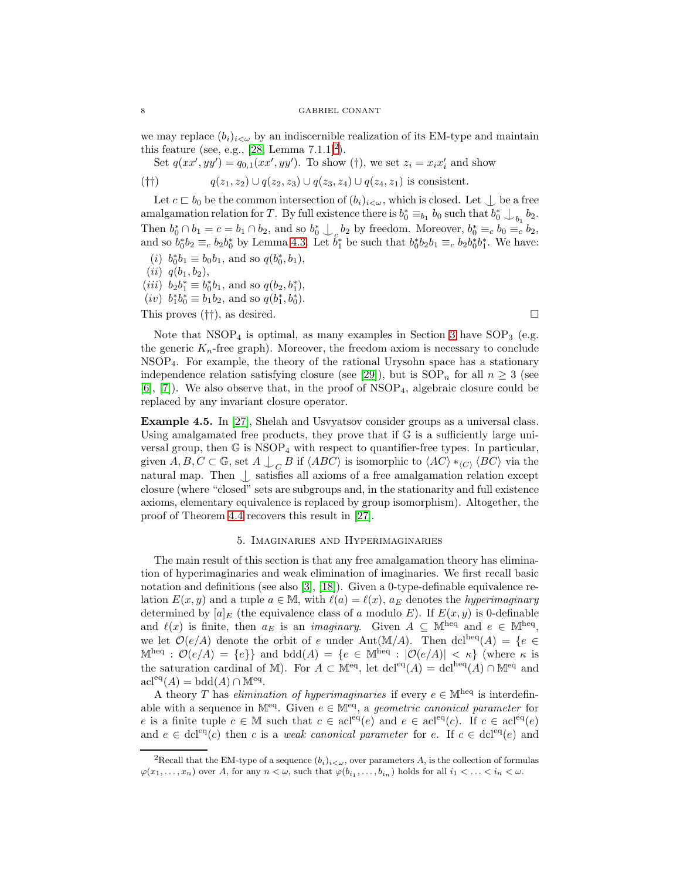we may replace $(b_i)_{i<\omega}$ by an indiscernible realization of its EM-type and maintain this feature (see, e.g., [28, Lemma 7.1.1][2]).

Set $q(xx', yy') = q_{0,1}(xx', yy')$. To show (†), we set $z_i = x_i x_i'$ and show

$$(\dagger\dagger) \qquad q(z_1, z_2) \cup q(z_2, z_3) \cup q(z_3, z_4) \cup q(z_4, z_1) \text{ is consistent.}$$

Let $c \sqsubset b_0$ be the common intersection of $(b_i)_{i<\omega}$, which is closed. Let $\mathop{\smile\!\!\!\!\!\!|}$ be a free amalgamation relation for $T$. By full existence there is $b_0^* \equiv_{b_1} b_0$ such that $b_0^* \mathop{\smile\!\!\!\!\!\!|}_{b_1} b_2$. Then $b_0^* \cap b_1 = c = b_1 \cap b_2$, and so $b_0^* \mathop{\smile\!\!\!\!\!\!|}_c b_2$ by freedom. Moreover, $b_0^* \equiv_c b_0 \equiv_c b_2$, and so $b_0^* b_2 \equiv_c b_2 b_0^*$ by Lemma 4.3. Let $b_1^*$ be such that $b_0^* b_2 b_1 \equiv_c b_2 b_0^* b_1^*$. We have:

(i) $b_0^* b_1 \equiv b_0 b_1$, and so $q(b_0^*, b_1)$,
(ii) $q(b_1, b_2)$,
(iii) $b_2 b_1^* \equiv b_0^* b_1$, and so $q(b_2, b_1^*)$,
(iv) $b_1^* b_0^* \equiv b_1 b_2$, and so $q(b_1^*, b_0^*)$.

This proves (††), as desired. □

Note that $\text{NSOP}_4$ is optimal, as many examples in Section 3 have $\text{SOP}_3$ (e.g. the generic $K_n$-free graph). Moreover, the freedom axiom is necessary to conclude $\text{NSOP}_4$. For example, the theory of the rational Urysohn space has a stationary independence relation satisfying closure (see [29]), but is $\text{SOP}_n$ for all $n \geq 3$ (see [6], [7]). We also observe that, in the proof of $\text{NSOP}_4$, algebraic closure could be replaced by any invariant closure operator.

**Example 4.5.** In [27], Shelah and Usvyatsov consider groups as a universal class. Using amalgamated free products, they prove that if $\mathbb{G}$ is a sufficiently large universal group, then $\mathbb{G}$ is $\text{NSOP}_4$ with respect to quantifier-free types. In particular, given $A, B, C \subset \mathbb{G}$, set $A \mathop{\smile\!\!\!\!\!\!|}_C B$ if $\langle ABC \rangle$ is isomorphic to $\langle AC \rangle *_{\langle C \rangle} \langle BC \rangle$ via the natural map. Then $\mathop{\smile\!\!\!\!\!\!|}$ satisfies all axioms of a free amalgamation relation except closure (where "closed" sets are subgroups and, in the stationarity and full existence axioms, elementary equivalence is replaced by group isomorphism). Altogether, the proof of Theorem 4.4 recovers this result in [27].

## 5. Imaginaries and Hyperimaginaries

The main result of this section is that any free amalgamation theory has elimination of hyperimaginaries and weak elimination of imaginaries. We first recall basic notation and definitions (see also [3], [18]). Given a 0-type-definable equivalence relation $E(x, y)$ and a tuple $a \in \mathbb{M}$, with $\ell(a) = \ell(x)$, $a_E$ denotes the *hyperimaginary* determined by $[a]_E$ (the equivalence class of $a$ modulo $E$). If $E(x, y)$ is 0-definable and $\ell(x)$ is finite, then $a_E$ is an *imaginary*. Given $A \subseteq \mathbb{M}^{\text{heq}}$ and $e \in \mathbb{M}^{\text{heq}}$, we let $\mathcal{O}(e/A)$ denote the orbit of $e$ under $\text{Aut}(\mathbb{M}/A)$. Then $\text{dcl}^{\text{heq}}(A) = \{e \in \mathbb{M}^{\text{heq}} : \mathcal{O}(e/A) = \{e\}\}$ and $\text{bdd}(A) = \{e \in \mathbb{M}^{\text{heq}} : |\mathcal{O}(e/A)| < \kappa\}$ (where $\kappa$ is the saturation cardinal of $\mathbb{M}$). For $A \subset \mathbb{M}^{\text{eq}}$, let $\text{dcl}^{\text{eq}}(A) = \text{dcl}^{\text{heq}}(A) \cap \mathbb{M}^{\text{eq}}$ and $\text{acl}^{\text{eq}}(A) = \text{bdd}(A) \cap \mathbb{M}^{\text{eq}}$.

A theory $T$ has *elimination of hyperimaginaries* if every $e \in \mathbb{M}^{\text{heq}}$ is interdefinable with a sequence in $\mathbb{M}^{\text{eq}}$. Given $e \in \mathbb{M}^{\text{eq}}$, a *geometric canonical parameter* for $e$ is a finite tuple $c \in \mathbb{M}$ such that $c \in \text{acl}^{\text{eq}}(e)$ and $e \in \text{acl}^{\text{eq}}(c)$. If $c \in \text{acl}^{\text{eq}}(e)$ and $e \in \text{dcl}^{\text{eq}}(c)$ then $c$ is a *weak canonical parameter* for $e$. If $c \in \text{dcl}^{\text{eq}}(e)$ and

[2] Recall that the EM-type of a sequence $(b_i)_{i<\omega}$, over parameters $A$, is the collection of formulas $\varphi(x_1, \ldots, x_n)$ over $A$, for any $n < \omega$, such that $\varphi(b_{i_1}, \ldots, b_{i_n})$ holds for all $i_1 < \ldots < i_n < \omega$.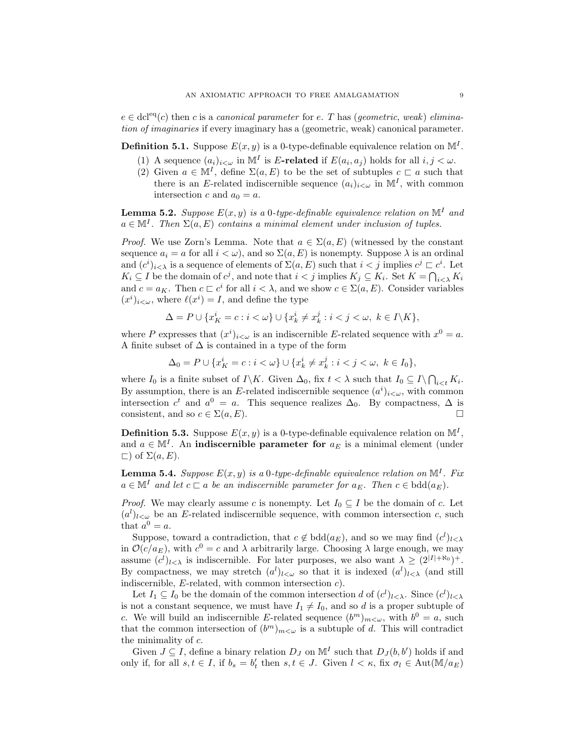$e \in \operatorname{dcl}^{\text{eq}}(c)$ then $c$ is a *canonical parameter* for $e$. $T$ has (*geometric*, *weak*) *elimination of imaginaries* if every imaginary has a (geometric, weak) canonical parameter.

**Definition 5.1.** Suppose $E(x, y)$ is a 0-type-definable equivalence relation on $\mathbb{M}^I$.

1. A sequence $(a_i)_{i<\omega}$ in $\mathbb{M}^I$ is **$E$-related** if $E(a_i, a_j)$ holds for all $i, j < \omega$.
2. Given $a \in \mathbb{M}^I$, define $\Sigma(a, E)$ to be the set of subtuples $c \sqsubset a$ such that there is an $E$-related indiscernible sequence $(a_i)_{i<\omega}$ in $\mathbb{M}^I$, with common intersection $c$ and $a_0 = a$.

**Lemma 5.2.** *Suppose $E(x, y)$ is a 0-type-definable equivalence relation on $\mathbb{M}^I$ and $a \in \mathbb{M}^I$. Then $\Sigma(a, E)$ contains a minimal element under inclusion of tuples.*

*Proof.* We use Zorn's Lemma. Note that $a \in \Sigma(a, E)$ (witnessed by the constant sequence $a_i = a$ for all $i < \omega$), and so $\Sigma(a, E)$ is nonempty. Suppose $\lambda$ is an ordinal and $(c^i)_{i<\lambda}$ is a sequence of elements of $\Sigma(a, E)$ such that $i < j$ implies $c^j \sqsubset c^i$. Let $K_i \subseteq I$ be the domain of $c^j$, and note that $i < j$ implies $K_j \subseteq K_i$. Set $K = \bigcap_{i<\lambda} K_i$ and $c = a_K$. Then $c \sqsubset c^i$ for all $i < \lambda$, and we show $c \in \Sigma(a, E)$. Consider variables $(x^i)_{i<\omega}$, where $\ell(x^i) = I$, and define the type

$$\Delta = P \cup \{x^i_K = c : i < \omega\} \cup \{x^i_k \neq x^j_k : i < j < \omega,\ k \in I \backslash K\},$$

where $P$ expresses that $(x^i)_{i<\omega}$ is an indiscernible $E$-related sequence with $x^0 = a$. A finite subset of $\Delta$ is contained in a type of the form

$$\Delta_0 = P \cup \{x^i_K = c : i < \omega\} \cup \{x^i_k \neq x^j_k : i < j < \omega,\ k \in I_0\},$$

where $I_0$ is a finite subset of $I\backslash K$. Given $\Delta_0$, fix $t < \lambda$ such that $I_0 \subseteq I \backslash \bigcap_{i<t} K_i$. By assumption, there is an $E$-related indiscernible sequence $(a^i)_{i<\omega}$, with common intersection $c^t$ and $a^0 = a$. This sequence realizes $\Delta_0$. By compactness, $\Delta$ is consistent, and so $c \in \Sigma(a, E)$. $\square$

**Definition 5.3.** Suppose $E(x, y)$ is a 0-type-definable equivalence relation on $\mathbb{M}^I$, and $a \in \mathbb{M}^I$. An **indiscernible parameter for** $a_E$ is a minimal element (under $\sqsubset$) of $\Sigma(a, E)$.

**Lemma 5.4.** *Suppose $E(x, y)$ is a 0-type-definable equivalence relation on $\mathbb{M}^I$. Fix $a \in \mathbb{M}^I$ and let $c \sqsubset a$ be an indiscernible parameter for $a_E$. Then $c \in \operatorname{bdd}(a_E)$.*

*Proof.* We may clearly assume $c$ is nonempty. Let $I_0 \subseteq I$ be the domain of $c$. Let $(a^l)_{l<\omega}$ be an $E$-related indiscernible sequence, with common intersection $c$, such that $a^0 = a$.

Suppose, toward a contradiction, that $c \notin \operatorname{bdd}(a_E)$, and so we may find $(c^l)_{l<\lambda}$ in $\mathcal{O}(c/a_E)$, with $c^0 = c$ and $\lambda$ arbitrarily large. Choosing $\lambda$ large enough, we may assume $(c^l)_{l<\lambda}$ is indiscernible. For later purposes, we also want $\lambda \geq (2^{|I|+\aleph_0})^+$. By compactness, we may stretch $(a^l)_{l<\omega}$ so that it is indexed $(a^l)_{l<\lambda}$ (and still indiscernible, $E$-related, with common intersection $c$).

Let $I_1 \subseteq I_0$ be the domain of the common intersection $d$ of $(c^l)_{l<\lambda}$. Since $(c^l)_{l<\lambda}$ is not a constant sequence, we must have $I_1 \neq I_0$, and so $d$ is a proper subtuple of $c$. We will build an indiscernible $E$-related sequence $(b^m)_{m<\omega}$, with $b^0 = a$, such that the common intersection of $(b^m)_{m<\omega}$ is a subtuple of $d$. This will contradict the minimality of $c$.

Given $J \subseteq I$, define a binary relation $D_J$ on $\mathbb{M}^I$ such that $D_J(b, b')$ holds if and only if, for all $s, t \in I$, if $b_s = b'_t$ then $s, t \in J$. Given $l < \kappa$, fix $\sigma_l \in \operatorname{Aut}(\mathbb{M}/a_E)$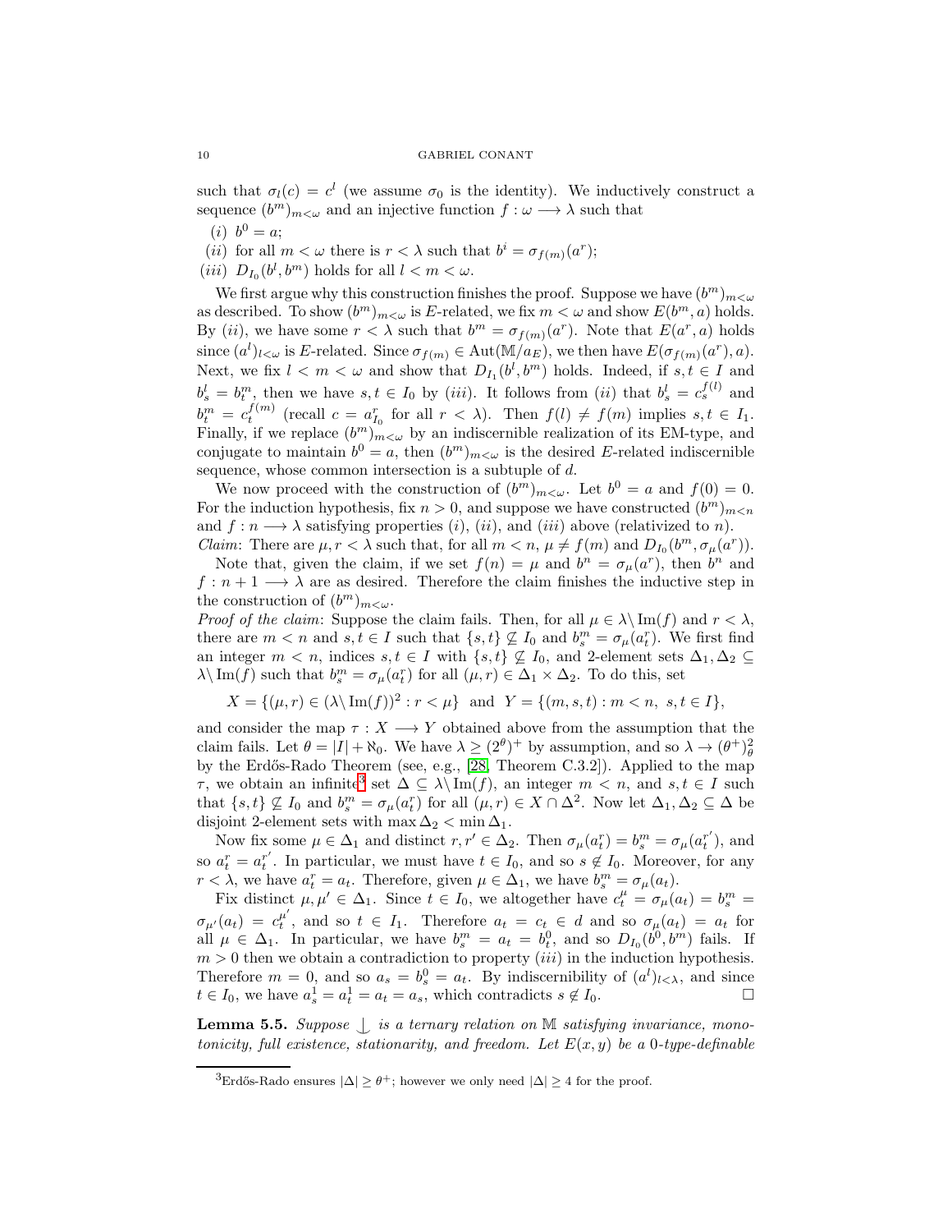such that $\sigma_l(c) = c^l$ (we assume $\sigma_0$ is the identity). We inductively construct a sequence $(b^m)_{m<\omega}$ and an injective function $f : \omega \longrightarrow \lambda$ such that

(i) $b^0 = a$;

(ii) for all $m < \omega$ there is $r < \lambda$ such that $b^i = \sigma_{f(m)}(a^r)$;

(iii) $D_{I_0}(b^l, b^m)$ holds for all $l < m < \omega$.

We first argue why this construction finishes the proof. Suppose we have $(b^m)_{m<\omega}$ as described. To show $(b^m)_{m<\omega}$ is $E$-related, we fix $m < \omega$ and show $E(b^m, a)$ holds. By (ii), we have some $r < \lambda$ such that $b^m = \sigma_{f(m)}(a^r)$. Note that $E(a^r, a)$ holds since $(a^l)_{l<\omega}$ is $E$-related. Since $\sigma_{f(m)} \in \mathrm{Aut}(\mathbb{M}/a_E)$, we then have $E(\sigma_{f(m)}(a^r), a)$. Next, we fix $l < m < \omega$ and show that $D_{I_1}(b^l, b^m)$ holds. Indeed, if $s, t \in I$ and $b^l_s = b^m_t$, then we have $s, t \in I_0$ by (iii). It follows from (ii) that $b^l_s = c^{f(l)}_s$ and $b^m_t = c^{f(m)}_t$ (recall $c = a^r_{I_0}$ for all $r < \lambda$). Then $f(l) \neq f(m)$ implies $s, t \in I_1$. Finally, if we replace $(b^m)_{m<\omega}$ by an indiscernible realization of its EM-type, and conjugate to maintain $b^0 = a$, then $(b^m)_{m<\omega}$ is the desired $E$-related indiscernible sequence, whose common intersection is a subtuple of $d$.

We now proceed with the construction of $(b^m)_{m<\omega}$. Let $b^0 = a$ and $f(0) = 0$. For the induction hypothesis, fix $n > 0$, and suppose we have constructed $(b^m)_{m<n}$ and $f : n \longrightarrow \lambda$ satisfying properties (i), (ii), and (iii) above (relativized to $n$).

*Claim*: There are $\mu, r < \lambda$ such that, for all $m < n$, $\mu \neq f(m)$ and $D_{I_0}(b^m, \sigma_\mu(a^r))$.

Note that, given the claim, if we set $f(n) = \mu$ and $b^n = \sigma_\mu(a^r)$, then $b^n$ and $f : n+1 \longrightarrow \lambda$ are as desired. Therefore the claim finishes the inductive step in the construction of $(b^m)_{m<\omega}$.

*Proof of the claim*: Suppose the claim fails. Then, for all $\mu \in \lambda \backslash \mathrm{Im}(f)$ and $r < \lambda$, there are $m < n$ and $s, t \in I$ such that $\{s, t\} \not\subseteq I_0$ and $b^m_s = \sigma_\mu(a^r_t)$. We first find an integer $m < n$, indices $s, t \in I$ with $\{s, t\} \not\subseteq I_0$, and 2-element sets $\Delta_1, \Delta_2 \subseteq \lambda \backslash \mathrm{Im}(f)$ such that $b^m_s = \sigma_\mu(a^r_t)$ for all $(\mu, r) \in \Delta_1 \times \Delta_2$. To do this, set

$$X = \{(\mu, r) \in (\lambda \backslash \mathrm{Im}(f))^2 : r < \mu\} \text{ and } Y = \{(m, s, t) : m < n,\ s, t \in I\},$$

and consider the map $\tau : X \longrightarrow Y$ obtained above from the assumption that the claim fails. Let $\theta = |I| + \aleph_0$. We have $\lambda \geq (2^\theta)^+$ by assumption, and so $\lambda \to (\theta^+)^2_\theta$ by the Erdős-Rado Theorem (see, e.g., [28, Theorem C.3.2]). Applied to the map $\tau$, we obtain an infinite[3] set $\Delta \subseteq \lambda \backslash \mathrm{Im}(f)$, an integer $m < n$, and $s, t \in I$ such that $\{s, t\} \not\subseteq I_0$ and $b^m_s = \sigma_\mu(a^r_t)$ for all $(\mu, r) \in X \cap \Delta^2$. Now let $\Delta_1, \Delta_2 \subseteq \Delta$ be disjoint 2-element sets with $\max \Delta_2 < \min \Delta_1$.

Now fix some $\mu \in \Delta_1$ and distinct $r, r' \in \Delta_2$. Then $\sigma_\mu(a^r_t) = b^m_s = \sigma_\mu(a^{r'}_t)$, and so $a^r_t = a^{r'}_t$. In particular, we must have $t \in I_0$, and so $s \notin I_0$. Moreover, for any $r < \lambda$, we have $a^r_t = a_t$. Therefore, given $\mu \in \Delta_1$, we have $b^m_s = \sigma_\mu(a_t)$.

Fix distinct $\mu, \mu' \in \Delta_1$. Since $t \in I_0$, we altogether have $c^\mu_t = \sigma_\mu(a_t) = b^m_s = \sigma_{\mu'}(a_t) = c^{\mu'}_t$, and so $t \in I_1$. Therefore $a_t = c_t \in d$ and so $\sigma_\mu(a_t) = a_t$ for all $\mu \in \Delta_1$. In particular, we have $b^m_s = a_t = b^0_t$, and so $D_{I_0}(b^0, b^m)$ fails. If $m > 0$ then we obtain a contradiction to property (iii) in the induction hypothesis. Therefore $m = 0$, and so $a_s = b^0_s = a_t$. By indiscernibility of $(a^l)_{l<\lambda}$, and since $t \in I_0$, we have $a^1_s = a^1_t = a_t = a_s$, which contradicts $s \notin I_0$. $\square$

**Lemma 5.5.** *Suppose $\mathop{\smile\!\!\!\!\!\!|}$ is a ternary relation on $\mathbb{M}$ satisfying invariance, monotonicity, full existence, stationarity, and freedom. Let $E(x, y)$ be a 0-type-definable*

[3] Erdős-Rado ensures $|\Delta| \geq \theta^+$; however we only need $|\Delta| \geq 4$ for the proof.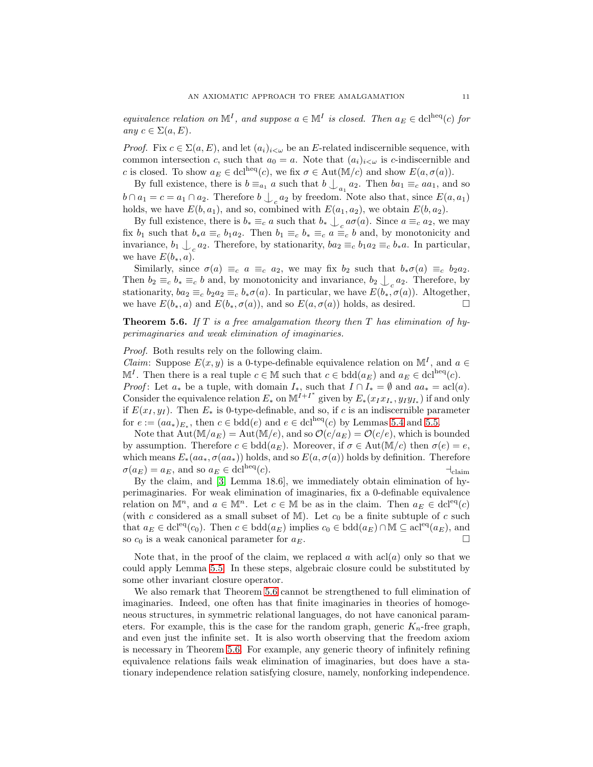*equivalence relation on $\mathbb{M}^I$, and suppose $a \in \mathbb{M}^I$ is closed. Then $a_E \in \operatorname{dcl}^{\text{heq}}(c)$ for any $c \in \Sigma(a, E)$.*

*Proof.* Fix $c \in \Sigma(a, E)$, and let $(a_i)_{i<\omega}$ be an $E$-related indiscernible sequence, with common intersection $c$, such that $a_0 = a$. Note that $(a_i)_{i<\omega}$ is $c$-indiscernible and $c$ is closed. To show $a_E \in \operatorname{dcl}^{\text{heq}}(c)$, we fix $\sigma \in \operatorname{Aut}(\mathbb{M}/c)$ and show $E(a, \sigma(a))$.

By full existence, there is $b \equiv_{a_1} a$ such that $b \mathop{\smile\!\!\!\!\!\!\,|}_{a_1} a_2$. Then $ba_1 \equiv_c aa_1$, and so $b \cap a_1 = c = a_1 \cap a_2$. Therefore $b \mathop{\smile\!\!\!\!\!\!\,|}_c a_2$ by freedom. Note also that, since $E(a, a_1)$ holds, we have $E(b, a_1)$, and so, combined with $E(a_1, a_2)$, we obtain $E(b, a_2)$.

By full existence, there is $b_* \equiv_c a$ such that $b_* \mathop{\smile\!\!\!\!\!\!\,|}_c a\sigma(a)$. Since $a \equiv_c a_2$, we may fix $b_1$ such that $b_* a \equiv_c b_1 a_2$. Then $b_1 \equiv_c b_* \equiv_c a \equiv_c b$ and, by monotonicity and invariance, $b_1 \mathop{\smile\!\!\!\!\!\!\,|}_c a_2$. Therefore, by stationarity, $ba_2 \equiv_c b_1 a_2 \equiv_c b_* a$. In particular, we have $E(b_*, a)$.

Similarly, since $\sigma(a) \equiv_c a \equiv_c a_2$, we may fix $b_2$ such that $b_*\sigma(a) \equiv_c b_2 a_2$. Then $b_2 \equiv_c b_* \equiv_c b$ and, by monotonicity and invariance, $b_2 \mathop{\smile\!\!\!\!\!\!\,|}_c a_2$. Therefore, by stationarity, $ba_2 \equiv_c b_2 a_2 \equiv_c b_*\sigma(a)$. In particular, we have $E(b_*, \sigma(a))$. Altogether, we have $E(b_*, a)$ and $E(b_*, \sigma(a))$, and so $E(a, \sigma(a))$ holds, as desired. □

**Theorem 5.6.** *If $T$ is a free amalgamation theory then $T$ has elimination of hyperimaginaries and weak elimination of imaginaries.*

*Proof.* Both results rely on the following claim.

*Claim*: Suppose $E(x, y)$ is a 0-type-definable equivalence relation on $\mathbb{M}^I$, and $a \in \mathbb{M}^I$. Then there is a real tuple $c \in \mathbb{M}$ such that $c \in \operatorname{bdd}(a_E)$ and $a_E \in \operatorname{dcl}^{\text{heq}}(c)$.

*Proof*: Let $a_*$ be a tuple, with domain $I_*$, such that $I \cap I_* = \emptyset$ and $aa_* = \operatorname{acl}(a)$. Consider the equivalence relation $E_*$ on $\mathbb{M}^{I+I^*}$ given by $E_*(x_I x_{I_*}, y_I y_{I_*})$ if and only if $E(x_I, y_I)$. Then $E_*$ is 0-type-definable, and so, if $c$ is an indiscernible parameter for $e := (aa_*)_{E_*}$, then $c \in \operatorname{bdd}(e)$ and $e \in \operatorname{dcl}^{\text{heq}}(c)$ by Lemmas 5.4 and 5.5.

Note that $\operatorname{Aut}(\mathbb{M}/a_E) = \operatorname{Aut}(\mathbb{M}/e)$, and so $\mathcal{O}(c/a_E) = \mathcal{O}(c/e)$, which is bounded by assumption. Therefore $c \in \operatorname{bdd}(a_E)$. Moreover, if $\sigma \in \operatorname{Aut}(\mathbb{M}/c)$ then $\sigma(e) = e$, which means $E_*(aa_*, \sigma(aa_*))$ holds, and so $E(a, \sigma(a))$ holds by definition. Therefore $\sigma(a_E) = a_E$, and so $a_E \in \operatorname{dcl}^{\text{heq}}(c)$. $\dashv_{\text{claim}}$

By the claim, and [3, Lemma 18.6], we immediately obtain elimination of hyperimaginaries. For weak elimination of imaginaries, fix a 0-definable equivalence relation on $\mathbb{M}^n$, and $a \in \mathbb{M}^n$. Let $c \in \mathbb{M}$ be as in the claim. Then $a_E \in \operatorname{dcl}^{\text{eq}}(c)$ (with $c$ considered as a small subset of $\mathbb{M}$). Let $c_0$ be a finite subtuple of $c$ such that $a_E \in \operatorname{dcl}^{\text{eq}}(c_0)$. Then $c \in \operatorname{bdd}(a_E)$ implies $c_0 \in \operatorname{bdd}(a_E) \cap \mathbb{M} \subseteq \operatorname{acl}^{\text{eq}}(a_E)$, and so $c_0$ is a weak canonical parameter for $a_E$. □

Note that, in the proof of the claim, we replaced $a$ with $\operatorname{acl}(a)$ only so that we could apply Lemma 5.5. In these steps, algebraic closure could be substituted by some other invariant closure operator.

We also remark that Theorem 5.6 cannot be strengthened to full elimination of imaginaries. Indeed, one often has that finite imaginaries in theories of homogeneous structures, in symmetric relational languages, do not have canonical parameters. For example, this is the case for the random graph, generic $K_n$-free graph, and even just the infinite set. It is also worth observing that the freedom axiom is necessary in Theorem 5.6. For example, any generic theory of infinitely refining equivalence relations fails weak elimination of imaginaries, but does have a stationary independence relation satisfying closure, namely, nonforking independence.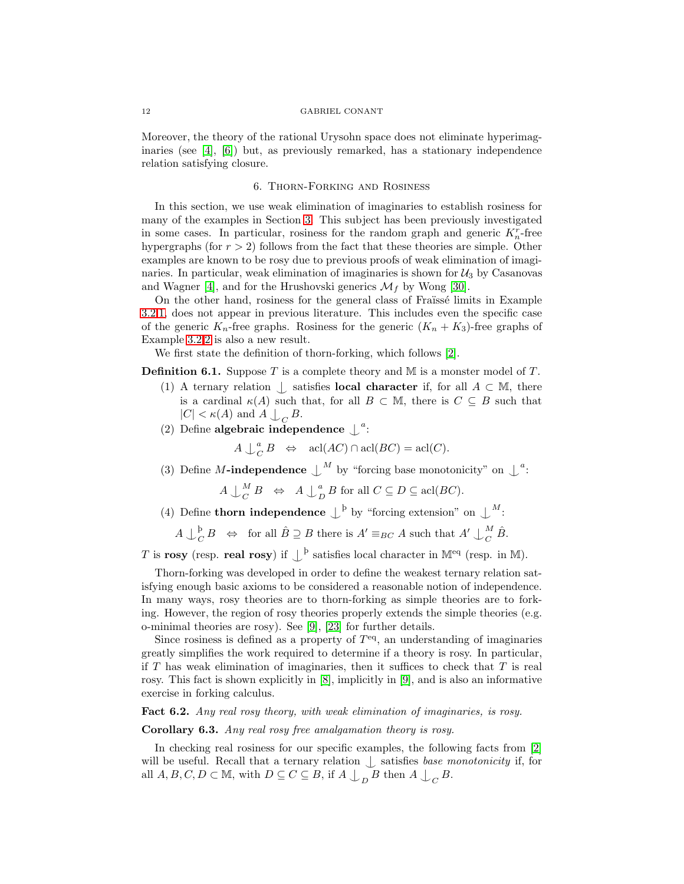Moreover, the theory of the rational Urysohn space does not eliminate hyperimaginaries (see [4], [6]) but, as previously remarked, has a stationary independence relation satisfying closure.

## 6. Thorn-Forking and Rosiness

In this section, we use weak elimination of imaginaries to establish rosiness for many of the examples in Section 3. This subject has been previously investigated in some cases. In particular, rosiness for the random graph and generic $K_n^r$-free hypergraphs (for $r > 2$) follows from the fact that these theories are simple. Other examples are known to be rosy due to previous proofs of weak elimination of imaginaries. In particular, weak elimination of imaginaries is shown for $\mathcal{U}_3$ by Casanovas and Wagner [4], and for the Hrushovski generics $\mathcal{M}_f$ by Wong [30].

On the other hand, rosiness for the general class of Fraïssé limits in Example 3.2(1) does not appear in previous literature. This includes even the specific case of the generic $K_n$-free graphs. Rosiness for the generic $(K_n + K_3)$-free graphs of Example 3.2(2) is also a new result.

We first state the definition of thorn-forking, which follows [2].

**Definition 6.1.** Suppose $T$ is a complete theory and $\mathbb{M}$ is a monster model of $T$.

1. A ternary relation $\mathop{\smile\!\!\!\!\!\!|}$ satisfies **local character** if, for all $A \subset \mathbb{M}$, there is a cardinal $\kappa(A)$ such that, for all $B \subset \mathbb{M}$, there is $C \subseteq B$ such that $|C| < \kappa(A)$ and $A \mathop{\smile\!\!\!\!\!\!|}_C B$.
2. Define **algebraic independence** $\mathop{\smile\!\!\!\!\!\!|}^a$:
$$A \mathop{\smile\!\!\!\!\!\!|}^a_C B \quad \Leftrightarrow \quad \operatorname{acl}(AC) \cap \operatorname{acl}(BC) = \operatorname{acl}(C).$$
3. Define **$M$-independence** $\mathop{\smile\!\!\!\!\!\!|}^M$ by "forcing base monotonicity" on $\mathop{\smile\!\!\!\!\!\!|}^a$:
$$A \mathop{\smile\!\!\!\!\!\!|}^M_C B \quad \Leftrightarrow \quad A \mathop{\smile\!\!\!\!\!\!|}^a_D B \text{ for all } C \subseteq D \subseteq \operatorname{acl}(BC).$$
4. Define **thorn independence** $\mathop{\smile\!\!\!\!\!\!|}^{\text{þ}}$ by "forcing extension" on $\mathop{\smile\!\!\!\!\!\!|}^M$:
$$A \mathop{\smile\!\!\!\!\!\!|}^{\text{þ}}_C B \quad \Leftrightarrow \quad \text{for all } \hat{B} \supseteq B \text{ there is } A' \equiv_{BC} A \text{ such that } A' \mathop{\smile\!\!\!\!\!\!|}^M_C \hat{B}.$$

$T$ is **rosy** (resp. **real rosy**) if $\mathop{\smile\!\!\!\!\!\!|}^{\text{þ}}$ satisfies local character in $\mathbb{M}^{\text{eq}}$ (resp. in $\mathbb{M}$).

Thorn-forking was developed in order to define the weakest ternary relation satisfying enough basic axioms to be considered a reasonable notion of independence. In many ways, rosy theories are to thorn-forking as simple theories are to forking. However, the region of rosy theories properly extends the simple theories (e.g. o-minimal theories are rosy). See [9], [23] for further details.

Since rosiness is defined as a property of $T^{\text{eq}}$, an understanding of imaginaries greatly simplifies the work required to determine if a theory is rosy. In particular, if $T$ has weak elimination of imaginaries, then it suffices to check that $T$ is real rosy. This fact is shown explicitly in [8], implicitly in [9], and is also an informative exercise in forking calculus.

**Fact 6.2.** *Any real rosy theory, with weak elimination of imaginaries, is rosy.*

**Corollary 6.3.** *Any real rosy free amalgamation theory is rosy.*

In checking real rosiness for our specific examples, the following facts from [2] will be useful. Recall that a ternary relation $\mathop{\smile\!\!\!\!\!\!|}$ satisfies *base monotonicity* if, for all $A, B, C, D \subset \mathbb{M}$, with $D \subseteq C \subseteq B$, if $A \mathop{\smile\!\!\!\!\!\!|}_D B$ then $A \mathop{\smile\!\!\!\!\!\!|}_C B$.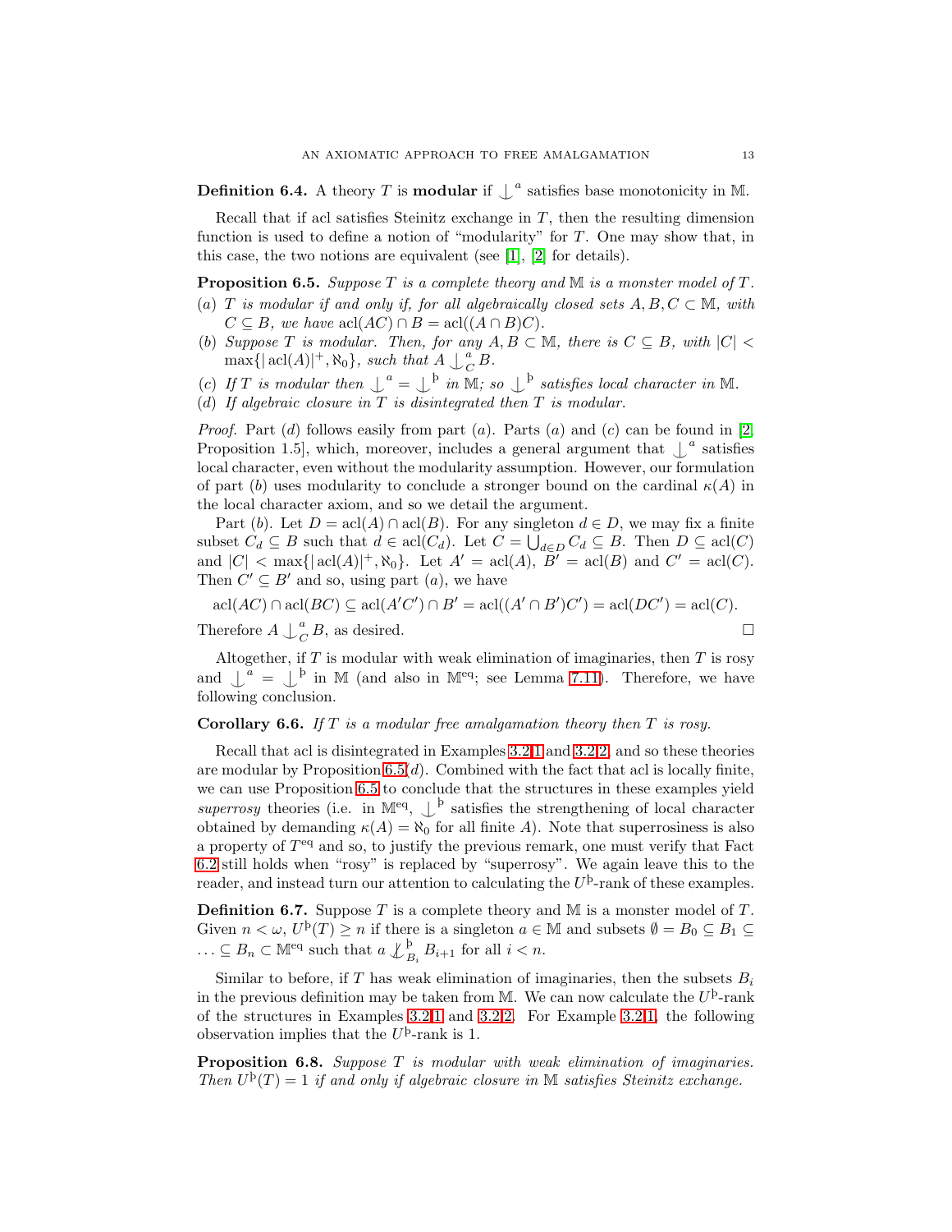**Definition 6.4.** A theory $T$ is **modular** if $\mathop{\smile\!\!\!\!\!\!|}^a$ satisfies base monotonicity in $\mathbb{M}$.

Recall that if acl satisfies Steinitz exchange in $T$, then the resulting dimension function is used to define a notion of "modularity" for $T$. One may show that, in this case, the two notions are equivalent (see [1], [2] for details).

**Proposition 6.5.** *Suppose $T$ is a complete theory and $\mathbb{M}$ is a monster model of $T$.*

(a) *$T$ is modular if and only if, for all algebraically closed sets $A, B, C \subset \mathbb{M}$, with $C \subseteq B$, we have $\operatorname{acl}(AC) \cap B = \operatorname{acl}((A \cap B)C)$.*
(b) *Suppose $T$ is modular. Then, for any $A, B \subset \mathbb{M}$, there is $C \subseteq B$, with $|C| < \max\{|\operatorname{acl}(A)|^+, \aleph_0\}$, such that $A \mathop{\smile\!\!\!\!\!\!|}^a_C B$.*
(c) *If $T$ is modular then $\mathop{\smile\!\!\!\!\!\!|}^a = \mathop{\smile\!\!\!\!\!\!|}^{\text{þ}}$ in $\mathbb{M}$; so $\mathop{\smile\!\!\!\!\!\!|}^{\text{þ}}$ satisfies local character in $\mathbb{M}$.*
(d) *If algebraic closure in $T$ is disintegrated then $T$ is modular.*

*Proof.* Part $(d)$ follows easily from part $(a)$. Parts $(a)$ and $(c)$ can be found in [2, Proposition 1.5], which, moreover, includes a general argument that $\mathop{\smile\!\!\!\!\!\!|}^a$ satisfies local character, even without the modularity assumption. However, our formulation of part $(b)$ uses modularity to conclude a stronger bound on the cardinal $\kappa(A)$ in the local character axiom, and so we detail the argument.

Part $(b)$. Let $D = \operatorname{acl}(A) \cap \operatorname{acl}(B)$. For any singleton $d \in D$, we may fix a finite subset $C_d \subseteq B$ such that $d \in \operatorname{acl}(C_d)$. Let $C = \bigcup_{d \in D} C_d \subseteq B$. Then $D \subseteq \operatorname{acl}(C)$ and $|C| < \max\{|\operatorname{acl}(A)|^+, \aleph_0\}$. Let $A' = \operatorname{acl}(A)$, $B' = \operatorname{acl}(B)$ and $C' = \operatorname{acl}(C)$. Then $C' \subseteq B'$ and so, using part $(a)$, we have

$$\operatorname{acl}(AC) \cap \operatorname{acl}(BC) \subseteq \operatorname{acl}(A'C') \cap B' = \operatorname{acl}((A' \cap B')C') = \operatorname{acl}(DC') = \operatorname{acl}(C).$$

Therefore $A \mathop{\smile\!\!\!\!\!\!|}^a_C B$, as desired. $\square$

Altogether, if $T$ is modular with weak elimination of imaginaries, then $T$ is rosy and $\mathop{\smile\!\!\!\!\!\!|}^a = \mathop{\smile\!\!\!\!\!\!|}^{\text{þ}}$ in $\mathbb{M}$ (and also in $\mathbb{M}^{\text{eq}}$; see Lemma 7.11). Therefore, we have following conclusion.

**Corollary 6.6.** *If $T$ is a modular free amalgamation theory then $T$ is rosy.*

Recall that acl is disintegrated in Examples 3.2(1) and 3.2(2), and so these theories are modular by Proposition 6.5$(d)$. Combined with the fact that acl is locally finite, we can use Proposition 6.5 to conclude that the structures in these examples yield *superrosy* theories (i.e. in $\mathbb{M}^{\text{eq}}$, $\mathop{\smile\!\!\!\!\!\!|}^{\text{þ}}$ satisfies the strengthening of local character obtained by demanding $\kappa(A) = \aleph_0$ for all finite $A$). Note that superrosiness is also a property of $T^{\text{eq}}$ and so, to justify the previous remark, one must verify that Fact 6.2 still holds when "rosy" is replaced by "superrosy". We again leave this to the reader, and instead turn our attention to calculating the $U^{\text{þ}}$-rank of these examples.

**Definition 6.7.** Suppose $T$ is a complete theory and $\mathbb{M}$ is a monster model of $T$. Given $n < \omega$, $U^{\text{þ}}(T) \geq n$ if there is a singleton $a \in \mathbb{M}$ and subsets $\emptyset = B_0 \subseteq B_1 \subseteq \ldots \subseteq B_n \subset \mathbb{M}^{\text{eq}}$ such that $a \not\mathop{\smile\!\!\!\!\!\!|}^{\text{þ}}_{B_i} B_{i+1}$ for all $i < n$.

Similar to before, if $T$ has weak elimination of imaginaries, then the subsets $B_i$ in the previous definition may be taken from $\mathbb{M}$. We can now calculate the $U^{\text{þ}}$-rank of the structures in Examples 3.2(1) and 3.2(2). For Example 3.2(1), the following observation implies that the $U^{\text{þ}}$-rank is 1.

**Proposition 6.8.** *Suppose $T$ is modular with weak elimination of imaginaries. Then $U^{\text{þ}}(T) = 1$ if and only if algebraic closure in $\mathbb{M}$ satisfies Steinitz exchange.*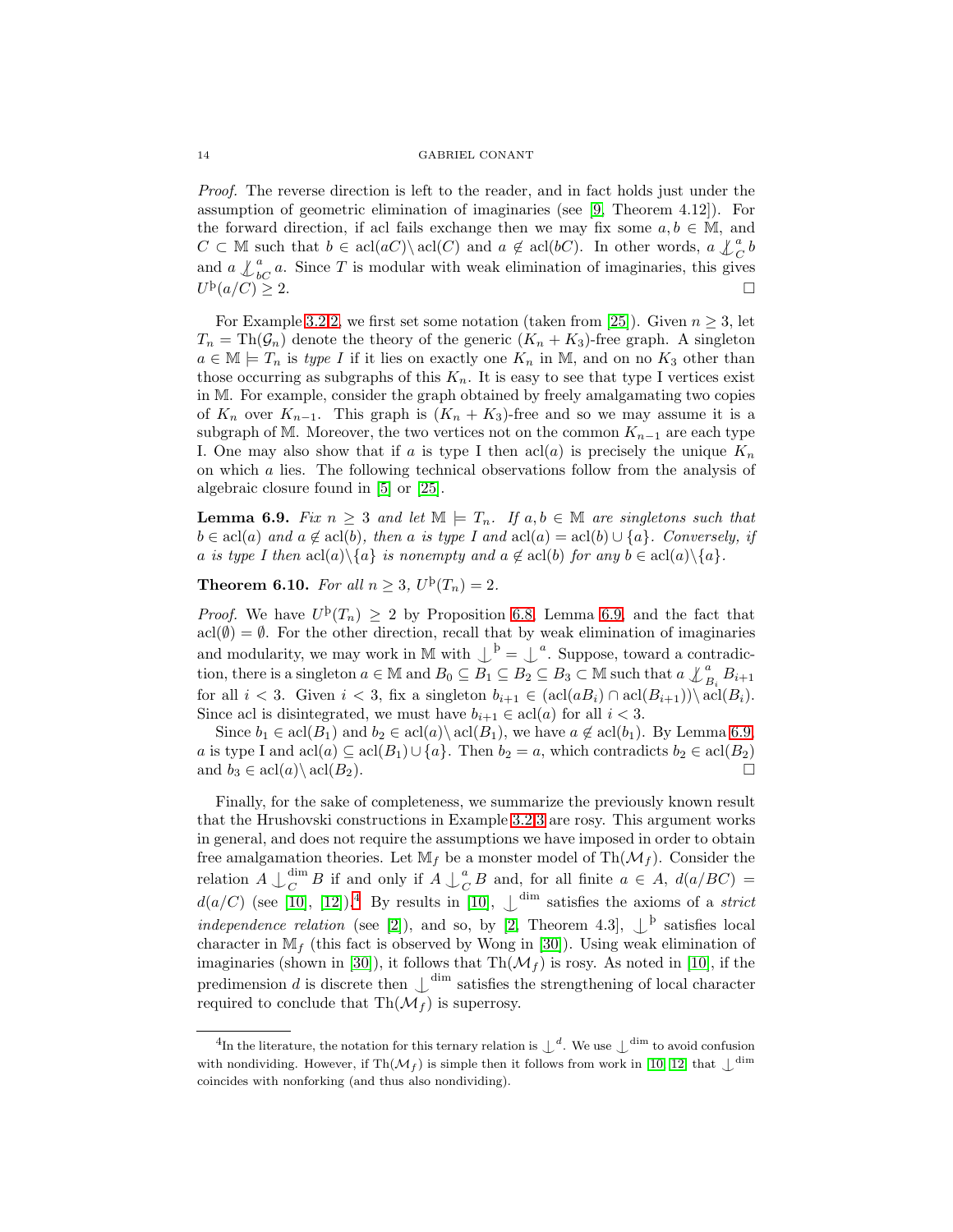*Proof.* The reverse direction is left to the reader, and in fact holds just under the assumption of geometric elimination of imaginaries (see [9, Theorem 4.12]). For the forward direction, if acl fails exchange then we may fix some $a, b \in \mathbb{M}$, and $C \subset \mathbb{M}$ such that $b \in \operatorname{acl}(aC) \backslash \operatorname{acl}(C)$ and $a \notin \operatorname{acl}(bC)$. In other words, $a \not\mathrel{\raise0.2ex\hbox{$\smile$}\kern-0.85em\raise0.4ex\hbox{$|$}}^a_C b$ and $a \not\mathrel{\raise0.2ex\hbox{$\smile$}\kern-0.85em\raise0.4ex\hbox{$|$}}^a_{bC} a$. Since $T$ is modular with weak elimination of imaginaries, this gives $U^{\text{þ}}(a/C) \geq 2$. □

For Example 3.2.2, we first set some notation (taken from [25]). Given $n \geq 3$, let $T_n = \operatorname{Th}(\mathcal{G}_n)$ denote the theory of the generic $(K_n + K_3)$-free graph. A singleton $a \in \mathbb{M} \models T_n$ is *type I* if it lies on exactly one $K_n$ in $\mathbb{M}$, and on no $K_3$ other than those occurring as subgraphs of this $K_n$. It is easy to see that type I vertices exist in $\mathbb{M}$. For example, consider the graph obtained by freely amalgamating two copies of $K_n$ over $K_{n-1}$. This graph is $(K_n + K_3)$-free and so we may assume it is a subgraph of $\mathbb{M}$. Moreover, the two vertices not on the common $K_{n-1}$ are each type I. One may also show that if $a$ is type I then $\operatorname{acl}(a)$ is precisely the unique $K_n$ on which $a$ lies. The following technical observations follow from the analysis of algebraic closure found in [5] or [25].

**Lemma 6.9.** *Fix $n \geq 3$ and let $\mathbb{M} \models T_n$. If $a, b \in \mathbb{M}$ are singletons such that $b \in \operatorname{acl}(a)$ and $a \notin \operatorname{acl}(b)$, then $a$ is type I and $\operatorname{acl}(a) = \operatorname{acl}(b) \cup \{a\}$. Conversely, if $a$ is type I then $\operatorname{acl}(a) \backslash \{a\}$ is nonempty and $a \notin \operatorname{acl}(b)$ for any $b \in \operatorname{acl}(a) \backslash \{a\}$.*

**Theorem 6.10.** *For all $n \geq 3$, $U^{\text{þ}}(T_n) = 2$.*

*Proof.* We have $U^{\text{þ}}(T_n) \geq 2$ by Proposition 6.8, Lemma 6.9, and the fact that $\operatorname{acl}(\emptyset) = \emptyset$. For the other direction, recall that by weak elimination of imaginaries and modularity, we may work in $\mathbb{M}$ with $\mathrel{\raise0.2ex\hbox{$\smile$}\kern-0.85em\raise0.4ex\hbox{$|$}}^{\text{þ}} = \mathrel{\raise0.2ex\hbox{$\smile$}\kern-0.85em\raise0.4ex\hbox{$|$}}^a$. Suppose, toward a contradiction, there is a singleton $a \in \mathbb{M}$ and $B_0 \subseteq B_1 \subseteq B_2 \subseteq B_3 \subset \mathbb{M}$ such that $a \not\mathrel{\raise0.2ex\hbox{$\smile$}\kern-0.85em\raise0.4ex\hbox{$|$}}^a_{B_i} B_{i+1}$ for all $i < 3$. Given $i < 3$, fix a singleton $b_{i+1} \in (\operatorname{acl}(aB_i) \cap \operatorname{acl}(B_{i+1})) \backslash \operatorname{acl}(B_i)$. Since acl is disintegrated, we must have $b_{i+1} \in \operatorname{acl}(a)$ for all $i < 3$.

Since $b_1 \in \operatorname{acl}(B_1)$ and $b_2 \in \operatorname{acl}(a) \backslash \operatorname{acl}(B_1)$, we have $a \notin \operatorname{acl}(b_1)$. By Lemma 6.9, $a$ is type I and $\operatorname{acl}(a) \subseteq \operatorname{acl}(B_1) \cup \{a\}$. Then $b_2 = a$, which contradicts $b_2 \in \operatorname{acl}(B_2)$ and $b_3 \in \operatorname{acl}(a) \backslash \operatorname{acl}(B_2)$. □

Finally, for the sake of completeness, we summarize the previously known result that the Hrushovski constructions in Example 3.2.3 are rosy. This argument works in general, and does not require the assumptions we have imposed in order to obtain free amalgamation theories. Let $\mathbb{M}_f$ be a monster model of $\operatorname{Th}(\mathcal{M}_f)$. Consider the relation $A \mathrel{\raise0.2ex\hbox{$\smile$}\kern-0.85em\raise0.4ex\hbox{$|$}}^{\dim}_C B$ if and only if $A \mathrel{\raise0.2ex\hbox{$\smile$}\kern-0.85em\raise0.4ex\hbox{$|$}}^a_C B$ and, for all finite $a \in A$, $d(a/BC) = d(a/C)$ (see [10], [12]).[4] By results in [10], $\mathrel{\raise0.2ex\hbox{$\smile$}\kern-0.85em\raise0.4ex\hbox{$|$}}^{\dim}$ satisfies the axioms of a *strict independence relation* (see [2]), and so, by [2, Theorem 4.3], $\mathrel{\raise0.2ex\hbox{$\smile$}\kern-0.85em\raise0.4ex\hbox{$|$}}^{\text{þ}}$ satisfies local character in $\mathbb{M}_f$ (this fact is observed by Wong in [30]). Using weak elimination of imaginaries (shown in [30]), it follows that $\operatorname{Th}(\mathcal{M}_f)$ is rosy. As noted in [10], if the predimension $d$ is discrete then $\mathrel{\raise0.2ex\hbox{$\smile$}\kern-0.85em\raise0.4ex\hbox{$|$}}^{\dim}$ satisfies the strengthening of local character required to conclude that $\operatorname{Th}(\mathcal{M}_f)$ is superrosy.

---

[4] In the literature, the notation for this ternary relation is $\mathrel{\raise0.2ex\hbox{$\smile$}\kern-0.85em\raise0.4ex\hbox{$|$}}^d$. We use $\mathrel{\raise0.2ex\hbox{$\smile$}\kern-0.85em\raise0.4ex\hbox{$|$}}^{\dim}$ to avoid confusion with nondividing. However, if $\operatorname{Th}(\mathcal{M}_f)$ is simple then it follows from work in [10, 12] that $\mathrel{\raise0.2ex\hbox{$\smile$}\kern-0.85em\raise0.4ex\hbox{$|$}}^{\dim}$ coincides with nonforking (and thus also nondividing).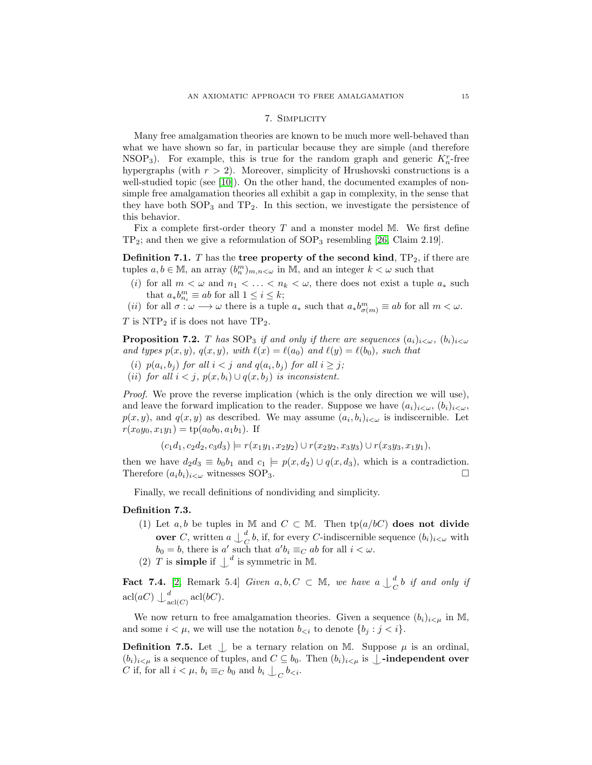## 7. Simplicity

Many free amalgamation theories are known to be much more well-behaved than what we have shown so far, in particular because they are simple (and therefore $\mathrm{NSOP}_3$). For example, this is true for the random graph and generic $K_n^r$-free hypergraphs (with $r > 2$). Moreover, simplicity of Hrushovski constructions is a well-studied topic (see [10]). On the other hand, the documented examples of non-simple free amalgamation theories all exhibit a gap in complexity, in the sense that they have both $\mathrm{SOP}_3$ and $\mathrm{TP}_2$. In this section, we investigate the persistence of this behavior.

Fix a complete first-order theory $T$ and a monster model $\mathbb{M}$. We first define $\mathrm{TP}_2$; and then we give a reformulation of $\mathrm{SOP}_3$ resembling [26, Claim 2.19].

**Definition 7.1.** $T$ has the **tree property of the second kind**, $\mathrm{TP}_2$, if there are tuples $a, b \in \mathbb{M}$, an array $(b_n^m)_{m,n<\omega}$ in $\mathbb{M}$, and an integer $k < \omega$ such that

- (*i*) for all $m < \omega$ and $n_1 < \ldots < n_k < \omega$, there does not exist a tuple $a_*$ such that $a_* b_{n_i}^m \equiv ab$ for all $1 \leq i \leq k$;
- (*ii*) for all $\sigma : \omega \longrightarrow \omega$ there is a tuple $a_*$ such that $a_* b_{\sigma(m)}^m \equiv ab$ for all $m < \omega$.

$T$ is $\mathrm{NTP}_2$ if is does not have $\mathrm{TP}_2$.

**Proposition 7.2.** *$T$ has $\mathrm{SOP}_3$ if and only if there are sequences $(a_i)_{i<\omega}$, $(b_i)_{i<\omega}$ and types $p(x, y)$, $q(x, y)$, with $\ell(x) = \ell(a_0)$ and $\ell(y) = \ell(b_0)$, such that*

- (*i*) *$p(a_i, b_j)$ for all $i < j$ and $q(a_i, b_j)$ for all $i \geq j$;*
- (*ii*) *for all $i < j$, $p(x, b_i) \cup q(x, b_j)$ is inconsistent.*

*Proof.* We prove the reverse implication (which is the only direction we will use), and leave the forward implication to the reader. Suppose we have $(a_i)_{i<\omega}$, $(b_i)_{i<\omega}$, $p(x, y)$, and $q(x, y)$ as described. We may assume $(a_i, b_i)_{i<\omega}$ is indiscernible. Let $r(x_0 y_0, x_1 y_1) = \mathrm{tp}(a_0 b_0, a_1 b_1)$. If

$$(c_1 d_1, c_2 d_2, c_3 d_3) \models r(x_1 y_1, x_2 y_2) \cup r(x_2 y_2, x_3 y_3) \cup r(x_3 y_3, x_1 y_1),$$

then we have $d_2 d_3 \equiv b_0 b_1$ and $c_1 \models p(x, d_2) \cup q(x, d_3)$, which is a contradiction. Therefore $(a_i b_i)_{i<\omega}$ witnesses $\mathrm{SOP}_3$. $\square$

Finally, we recall definitions of nondividing and simplicity.

**Definition 7.3.**

1. Let $a, b$ be tuples in $\mathbb{M}$ and $C \subset \mathbb{M}$. Then $\mathrm{tp}(a/bC)$ **does not divide over** $C$, written $a \mathop{\smile\!\!\!\!\!\!|}^d_C b$, if, for every $C$-indiscernible sequence $(b_i)_{i<\omega}$ with $b_0 = b$, there is $a'$ such that $a' b_i \equiv_C ab$ for all $i < \omega$.
2. $T$ is **simple** if $\mathop{\smile\!\!\!\!\!\!|}^d$ is symmetric in $\mathbb{M}$.

**Fact 7.4.** [2, Remark 5.4] *Given $a, b, C \subset \mathbb{M}$, we have $a \mathop{\smile\!\!\!\!\!\!|}^d_C b$ if and only if $\mathrm{acl}(aC) \mathop{\smile\!\!\!\!\!\!|}^d_{\mathrm{acl}(C)} \mathrm{acl}(bC)$.*

We now return to free amalgamation theories. Given a sequence $(b_i)_{i<\mu}$ in $\mathbb{M}$, and some $i < \mu$, we will use the notation $b_{<i}$ to denote $\{b_j : j < i\}$.

**Definition 7.5.** Let $\mathop{\smile\!\!\!\!\!\!|}$ be a ternary relation on $\mathbb{M}$. Suppose $\mu$ is an ordinal, $(b_i)_{i<\mu}$ is a sequence of tuples, and $C \subseteq b_0$. Then $(b_i)_{i<\mu}$ is $\mathop{\smile\!\!\!\!\!\!|}$**-independent over** $C$ if, for all $i < \mu$, $b_i \equiv_C b_0$ and $b_i \mathop{\smile\!\!\!\!\!\!|}_C b_{<i}$.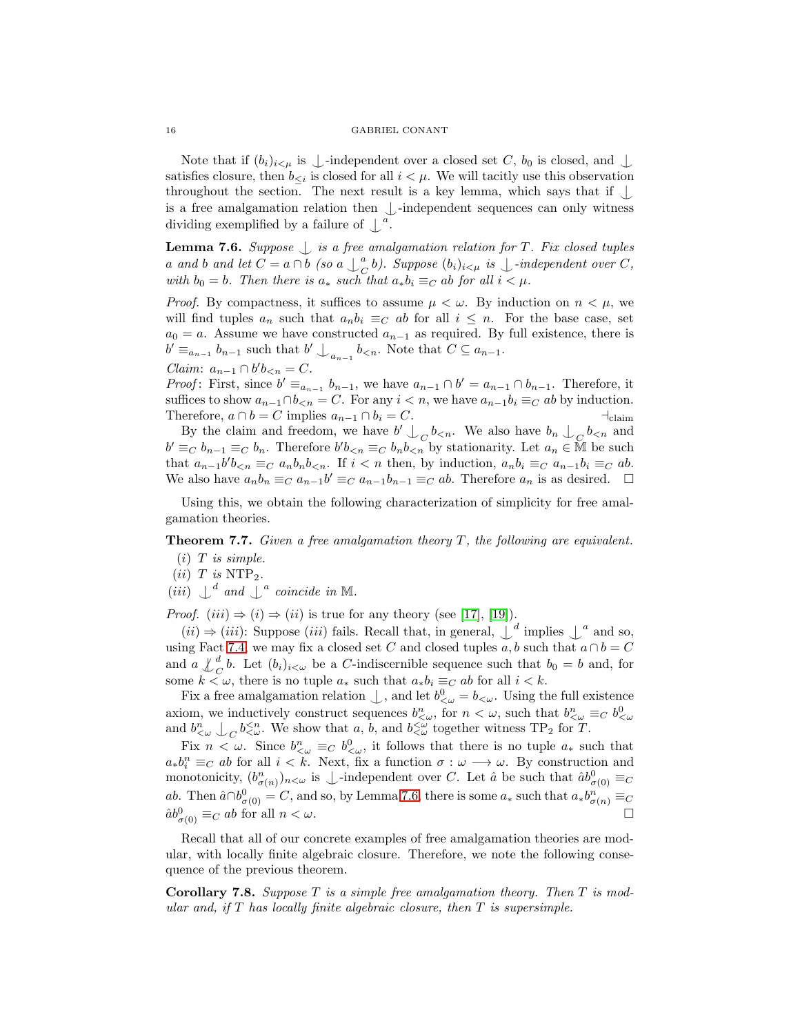Note that if $(b_i)_{i<\mu}$ is $\mathop{\smile\!\!\!\!\!\mid}$-independent over a closed set $C$, $b_0$ is closed, and $\mathop{\smile\!\!\!\!\!\mid}$ satisfies closure, then $b_{\leq i}$ is closed for all $i < \mu$. We will tacitly use this observation throughout the section. The next result is a key lemma, which says that if $\mathop{\smile\!\!\!\!\!\mid}$ is a free amalgamation relation then $\mathop{\smile\!\!\!\!\!\mid}$-independent sequences can only witness dividing exemplified by a failure of $\mathop{\smile\!\!\!\!\!\mid}^a$.

**Lemma 7.6.** *Suppose $\mathop{\smile\!\!\!\!\!\mid}$ is a free amalgamation relation for $T$. Fix closed tuples $a$ and $b$ and let $C = a \cap b$ (so $a \mathop{\smile\!\!\!\!\!\mid}^a_C b$). Suppose $(b_i)_{i<\mu}$ is $\mathop{\smile\!\!\!\!\!\mid}$-independent over $C$, with $b_0 = b$. Then there is $a_*$ such that $a_* b_i \equiv_C ab$ for all $i < \mu$.*

*Proof.* By compactness, it suffices to assume $\mu < \omega$. By induction on $n < \mu$, we will find tuples $a_n$ such that $a_n b_i \equiv_C ab$ for all $i \leq n$. For the base case, set $a_0 = a$. Assume we have constructed $a_{n-1}$ as required. By full existence, there is $b' \equiv_{a_{n-1}} b_{n-1}$ such that $b' \mathop{\smile\!\!\!\!\!\mid}_{a_{n-1}} b_{<n}$. Note that $C \subseteq a_{n-1}$.

*Claim*: $a_{n-1} \cap b' b_{<n} = C$.

*Proof*: First, since $b' \equiv_{a_{n-1}} b_{n-1}$, we have $a_{n-1} \cap b' = a_{n-1} \cap b_{n-1}$. Therefore, it suffices to show $a_{n-1} \cap b_{<n} = C$. For any $i < n$, we have $a_{n-1} b_i \equiv_C ab$ by induction. Therefore, $a \cap b = C$ implies $a_{n-1} \cap b_i = C$. $\dashv_{\text{claim}}$

By the claim and freedom, we have $b' \mathop{\smile\!\!\!\!\!\mid}_C b_{<n}$. We also have $b_n \mathop{\smile\!\!\!\!\!\mid}_C b_{<n}$ and $b' \equiv_C b_{n-1} \equiv_C b_n$. Therefore $b' b_{<n} \equiv_C b_n b_{<n}$ by stationarity. Let $a_n \in \mathbb{M}$ be such that $a_{n-1} b' b_{<n} \equiv_C a_n b_n b_{<n}$. If $i < n$ then, by induction, $a_n b_i \equiv_C a_{n-1} b_i \equiv_C ab$. We also have $a_n b_n \equiv_C a_{n-1} b' \equiv_C a_{n-1} b_{n-1} \equiv_C ab$. Therefore $a_n$ is as desired. $\square$

Using this, we obtain the following characterization of simplicity for free amalgamation theories.

**Theorem 7.7.** *Given a free amalgamation theory $T$, the following are equivalent.*

- $(i)$ *$T$ is simple.*
- $(ii)$ *$T$ is $\mathrm{NTP}_2$.*
- $(iii)$ *$\mathop{\smile\!\!\!\!\!\mid}^d$ and $\mathop{\smile\!\!\!\!\!\mid}^a$ coincide in $\mathbb{M}$.*

*Proof.* $(iii) \Rightarrow (i) \Rightarrow (ii)$ is true for any theory (see [17], [19]).

$(ii) \Rightarrow (iii)$: Suppose $(iii)$ fails. Recall that, in general, $\mathop{\smile\!\!\!\!\!\mid}^d$ implies $\mathop{\smile\!\!\!\!\!\mid}^a$ and so, using Fact 7.4, we may fix a closed set $C$ and closed tuples $a, b$ such that $a \cap b = C$ and $a \not\mathop{\smile\!\!\!\!\!\mid}^d_C b$. Let $(b_i)_{i<\omega}$ be a $C$-indiscernible sequence such that $b_0 = b$ and, for some $k < \omega$, there is no tuple $a_*$ such that $a_* b_i \equiv_C ab$ for all $i < k$.

Fix a free amalgamation relation $\mathop{\smile\!\!\!\!\!\mid}$, and let $b^0_{<\omega} = b_{<\omega}$. Using the full existence axiom, we inductively construct sequences $b^n_{<\omega}$, for $n < \omega$, such that $b^n_{<\omega} \equiv_C b^0_{<\omega}$ and $b^n_{<\omega} \mathop{\smile\!\!\!\!\!\mid}_C b^{\leq n}_{<\omega}$. We show that $a$, $b$, and $b^{<\omega}_{<\omega}$ together witness $\mathrm{TP}_2$ for $T$.

Fix $n < \omega$. Since $b^n_{<\omega} \equiv_C b^0_{<\omega}$, it follows that there is no tuple $a_*$ such that $a_* b^n_i \equiv_C ab$ for all $i < k$. Next, fix a function $\sigma : \omega \longrightarrow \omega$. By construction and monotonicity, $(b^n_{\sigma(n)})_{n<\omega}$ is $\mathop{\smile\!\!\!\!\!\mid}$-independent over $C$. Let $\hat{a}$ be such that $\hat{a} b^0_{\sigma(0)} \equiv_C ab$. Then $\hat{a} \cap b^0_{\sigma(0)} = C$, and so, by Lemma 7.6, there is some $a_*$ such that $a_* b^n_{\sigma(n)} \equiv_C \hat{a} b^0_{\sigma(0)} \equiv_C ab$ for all $n < \omega$. $\square$

Recall that all of our concrete examples of free amalgamation theories are modular, with locally finite algebraic closure. Therefore, we note the following consequence of the previous theorem.

**Corollary 7.8.** *Suppose $T$ is a simple free amalgamation theory. Then $T$ is modular and, if $T$ has locally finite algebraic closure, then $T$ is supersimple.*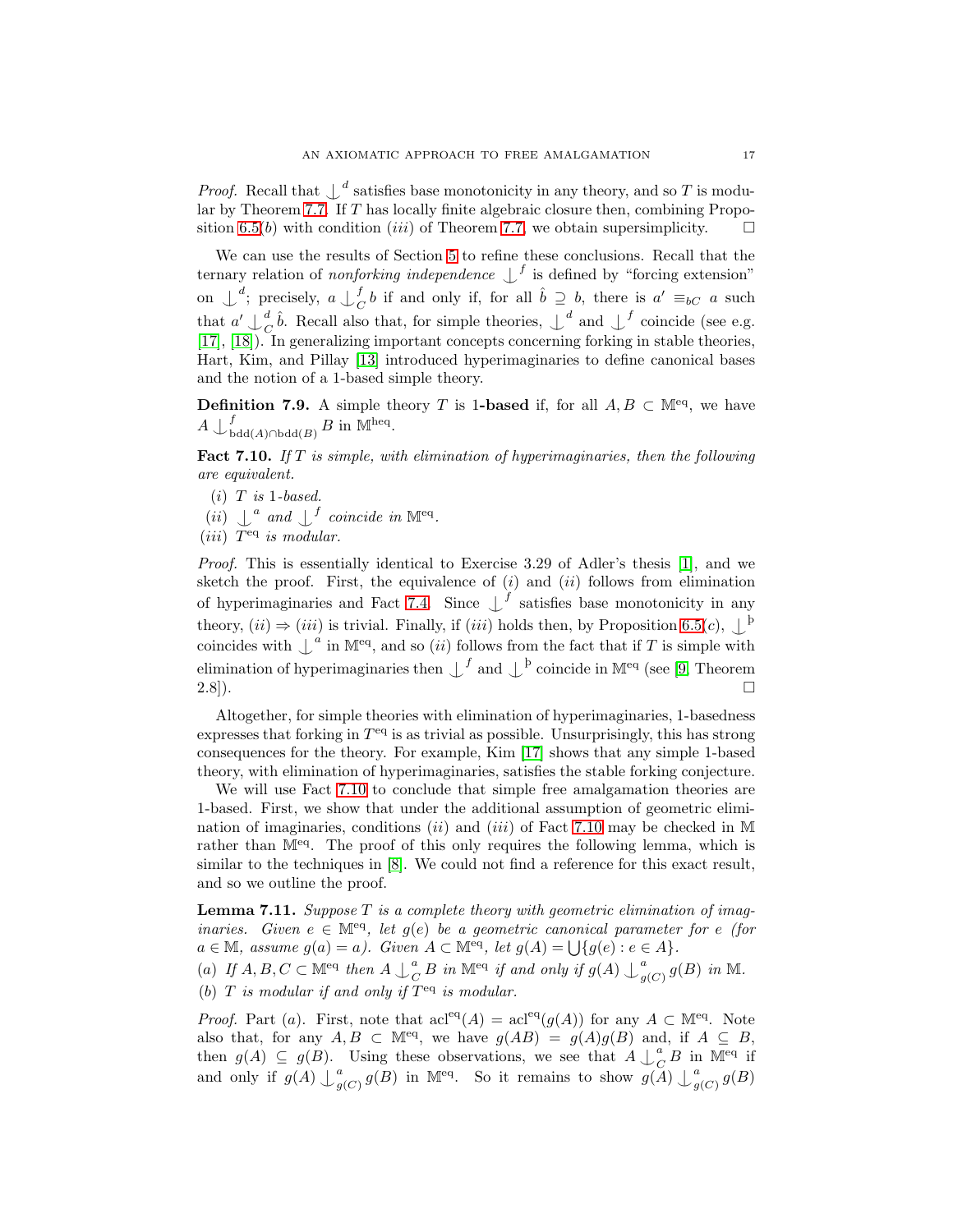*Proof.* Recall that $\mathop{\smile\!\!\!\!\!\mid}^d$ satisfies base monotonicity in any theory, and so $T$ is modular by Theorem 7.7. If $T$ has locally finite algebraic closure then, combining Proposition 6.5($b$) with condition ($iii$) of Theorem 7.7, we obtain supersimplicity. $\square$

We can use the results of Section 5 to refine these conclusions. Recall that the ternary relation of *nonforking independence* $\mathop{\smile\!\!\!\!\!\mid}^f$ is defined by "forcing extension" on $\mathop{\smile\!\!\!\!\!\mid}^d$; precisely, $a \mathop{\smile\!\!\!\!\!\mid}^f_C b$ if and only if, for all $\hat{b} \supseteq b$, there is $a' \equiv_{bC} a$ such that $a' \mathop{\smile\!\!\!\!\!\mid}^d_C \hat{b}$. Recall also that, for simple theories, $\mathop{\smile\!\!\!\!\!\mid}^d$ and $\mathop{\smile\!\!\!\!\!\mid}^f$ coincide (see e.g. [17], [18]). In generalizing important concepts concerning forking in stable theories, Hart, Kim, and Pillay [13] introduced hyperimaginaries to define canonical bases and the notion of a 1-based simple theory.

**Definition 7.9.** A simple theory $T$ is **1-based** if, for all $A, B \subset \mathbb{M}^{\text{eq}}$, we have $A \mathop{\smile\!\!\!\!\!\mid}^f_{\text{bdd}(A)\cap\text{bdd}(B)} B$ in $\mathbb{M}^{\text{heq}}$.

**Fact 7.10.** *If $T$ is simple, with elimination of hyperimaginaries, then the following are equivalent.*

($i$) *$T$ is 1-based.*
($ii$) *$\mathop{\smile\!\!\!\!\!\mid}^a$ and $\mathop{\smile\!\!\!\!\!\mid}^f$ coincide in $\mathbb{M}^{\text{eq}}$.*
($iii$) *$T^{\text{eq}}$ is modular.*

*Proof.* This is essentially identical to Exercise 3.29 of Adler's thesis [1], and we sketch the proof. First, the equivalence of ($i$) and ($ii$) follows from elimination of hyperimaginaries and Fact 7.4. Since $\mathop{\smile\!\!\!\!\!\mid}^f$ satisfies base monotonicity in any theory, ($ii$) $\Rightarrow$ ($iii$) is trivial. Finally, if ($iii$) holds then, by Proposition 6.5($c$), $\mathop{\smile\!\!\!\!\!\mid}^{\text{þ}}$ coincides with $\mathop{\smile\!\!\!\!\!\mid}^a$ in $\mathbb{M}^{\text{eq}}$, and so ($ii$) follows from the fact that if $T$ is simple with elimination of hyperimaginaries then $\mathop{\smile\!\!\!\!\!\mid}^f$ and $\mathop{\smile\!\!\!\!\!\mid}^{\text{þ}}$ coincide in $\mathbb{M}^{\text{eq}}$ (see [9, Theorem 2.8]). $\square$

Altogether, for simple theories with elimination of hyperimaginaries, 1-basedness expresses that forking in $T^{\text{eq}}$ is as trivial as possible. Unsurprisingly, this has strong consequences for the theory. For example, Kim [17] shows that any simple 1-based theory, with elimination of hyperimaginaries, satisfies the stable forking conjecture.

We will use Fact 7.10 to conclude that simple free amalgamation theories are 1-based. First, we show that under the additional assumption of geometric elimination of imaginaries, conditions ($ii$) and ($iii$) of Fact 7.10 may be checked in $\mathbb{M}$ rather than $\mathbb{M}^{\text{eq}}$. The proof of this only requires the following lemma, which is similar to the techniques in [8]. We could not find a reference for this exact result, and so we outline the proof.

**Lemma 7.11.** *Suppose $T$ is a complete theory with geometric elimination of imaginaries. Given $e \in \mathbb{M}^{\text{eq}}$, let $g(e)$ be a geometric canonical parameter for $e$ (for $a \in \mathbb{M}$, assume $g(a) = a$). Given $A \subset \mathbb{M}^{\text{eq}}$, let $g(A) = \bigcup\{g(e) : e \in A\}$.*

($a$) *If $A, B, C \subset \mathbb{M}^{\text{eq}}$ then $A \mathop{\smile\!\!\!\!\!\mid}^a_C B$ in $\mathbb{M}^{\text{eq}}$ if and only if $g(A) \mathop{\smile\!\!\!\!\!\mid}^a_{g(C)} g(B)$ in $\mathbb{M}$.*
($b$) *$T$ is modular if and only if $T^{\text{eq}}$ is modular.*

*Proof.* Part ($a$). First, note that $\text{acl}^{\text{eq}}(A) = \text{acl}^{\text{eq}}(g(A))$ for any $A \subset \mathbb{M}^{\text{eq}}$. Note also that, for any $A, B \subset \mathbb{M}^{\text{eq}}$, we have $g(AB) = g(A)g(B)$ and, if $A \subseteq B$, then $g(A) \subseteq g(B)$. Using these observations, we see that $A \mathop{\smile\!\!\!\!\!\mid}^a_C B$ in $\mathbb{M}^{\text{eq}}$ if and only if $g(A) \mathop{\smile\!\!\!\!\!\mid}^a_{g(C)} g(B)$ in $\mathbb{M}^{\text{eq}}$. So it remains to show $g(A) \mathop{\smile\!\!\!\!\!\mid}^a_{g(C)} g(B)$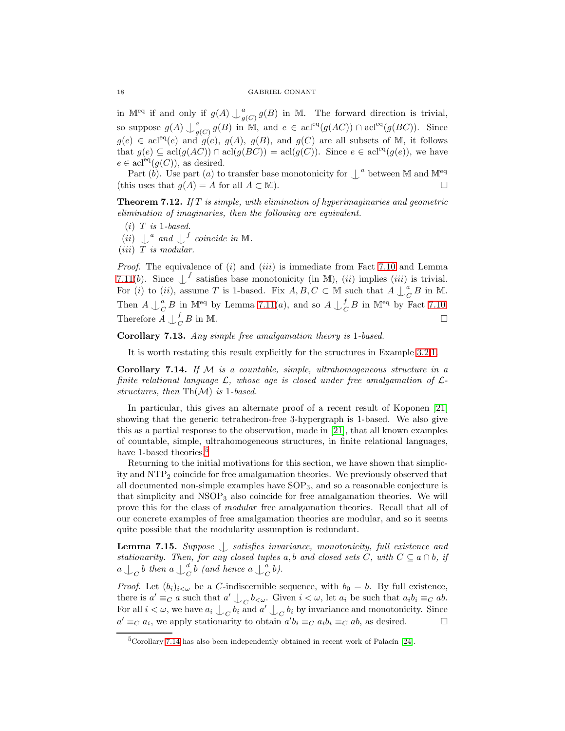in $\mathbb{M}^{\text{eq}}$ if and only if $g(A) \mathop{\smile\!\!\!\!\mid}^a_{g(C)} g(B)$ in $\mathbb{M}$. The forward direction is trivial, so suppose $g(A) \mathop{\smile\!\!\!\!\mid}^a_{g(C)} g(B)$ in $\mathbb{M}$, and $e \in \operatorname{acl}^{\text{eq}}(g(AC)) \cap \operatorname{acl}^{\text{eq}}(g(BC))$. Since $g(e) \in \operatorname{acl}^{\text{eq}}(e)$ and $g(e)$, $g(A)$, $g(B)$, and $g(C)$ are all subsets of $\mathbb{M}$, it follows that $g(e) \subseteq \operatorname{acl}(g(AC)) \cap \operatorname{acl}(g(BC)) = \operatorname{acl}(g(C))$. Since $e \in \operatorname{acl}^{\text{eq}}(g(e))$, we have $e \in \operatorname{acl}^{\text{eq}}(g(C))$, as desired.

Part $(b)$. Use part $(a)$ to transfer base monotonicity for $\mathop{\smile\!\!\!\!\mid}^a$ between $\mathbb{M}$ and $\mathbb{M}^{\text{eq}}$ (this uses that $g(A) = A$ for all $A \subset \mathbb{M}$). $\square$

**Theorem 7.12.** *If $T$ is simple, with elimination of hyperimaginaries and geometric elimination of imaginaries, then the following are equivalent.*

*(i) $T$ is 1-based.*
*(ii) $\mathop{\smile\!\!\!\!\mid}^a$ and $\mathop{\smile\!\!\!\!\mid}^f$ coincide in $\mathbb{M}$.*
*(iii) $T$ is modular.*

*Proof.* The equivalence of $(i)$ and $(iii)$ is immediate from Fact 7.10 and Lemma 7.11$(b)$. Since $\mathop{\smile\!\!\!\!\mid}^f$ satisfies base monotonicity (in $\mathbb{M}$), $(ii)$ implies $(iii)$ is trivial. For $(i)$ to $(ii)$, assume $T$ is 1-based. Fix $A, B, C \subset \mathbb{M}$ such that $A \mathop{\smile\!\!\!\!\mid}^a_C B$ in $\mathbb{M}$. Then $A \mathop{\smile\!\!\!\!\mid}^a_C B$ in $\mathbb{M}^{\text{eq}}$ by Lemma 7.11$(a)$, and so $A \mathop{\smile\!\!\!\!\mid}^f_C B$ in $\mathbb{M}^{\text{eq}}$ by Fact 7.10. Therefore $A \mathop{\smile\!\!\!\!\mid}^f_C B$ in $\mathbb{M}$. $\square$

**Corollary 7.13.** *Any simple free amalgamation theory is 1-based.*

It is worth restating this result explicitly for the structures in Example 3.2(1).

**Corollary 7.14.** *If $\mathcal{M}$ is a countable, simple, ultrahomogeneous structure in a finite relational language $\mathcal{L}$, whose age is closed under free amalgamation of $\mathcal{L}$-structures, then $\operatorname{Th}(\mathcal{M})$ is 1-based.*

In particular, this gives an alternate proof of a recent result of Koponen [21] showing that the generic tetrahedron-free 3-hypergraph is 1-based. We also give this as a partial response to the observation, made in [21], that all known examples of countable, simple, ultrahomogeneous structures, in finite relational languages, have 1-based theories.[5]

Returning to the initial motivations for this section, we have shown that simplicity and $\text{NTP}_2$ coincide for free amalgamation theories. We previously observed that all documented non-simple examples have $\text{SOP}_3$, and so a reasonable conjecture is that simplicity and $\text{NSOP}_3$ also coincide for free amalgamation theories. We will prove this for the class of *modular* free amalgamation theories. Recall that all of our concrete examples of free amalgamation theories are modular, and so it seems quite possible that the modularity assumption is redundant.

**Lemma 7.15.** *Suppose $\mathop{\smile\!\!\!\!\mid}$ satisfies invariance, monotonicity, full existence and stationarity. Then, for any closed tuples $a, b$ and closed sets $C$, with $C \subseteq a \cap b$, if $a \mathop{\smile\!\!\!\!\mid}_C b$ then $a \mathop{\smile\!\!\!\!\mid}^d_C b$ (and hence $a \mathop{\smile\!\!\!\!\mid}^a_C b$).*

*Proof.* Let $(b_i)_{i<\omega}$ be a $C$-indiscernible sequence, with $b_0 = b$. By full existence, there is $a' \equiv_C a$ such that $a' \mathop{\smile\!\!\!\!\mid}_C b_{<\omega}$. Given $i < \omega$, let $a_i$ be such that $a_i b_i \equiv_C ab$. For all $i < \omega$, we have $a_i \mathop{\smile\!\!\!\!\mid}_C b_i$ and $a' \mathop{\smile\!\!\!\!\mid}_C b_i$ by invariance and monotonicity. Since $a' \equiv_C a_i$, we apply stationarity to obtain $a' b_i \equiv_C a_i b_i \equiv_C ab$, as desired. $\square$

[5] Corollary 7.14 has also been independently obtained in recent work of Palacín [24].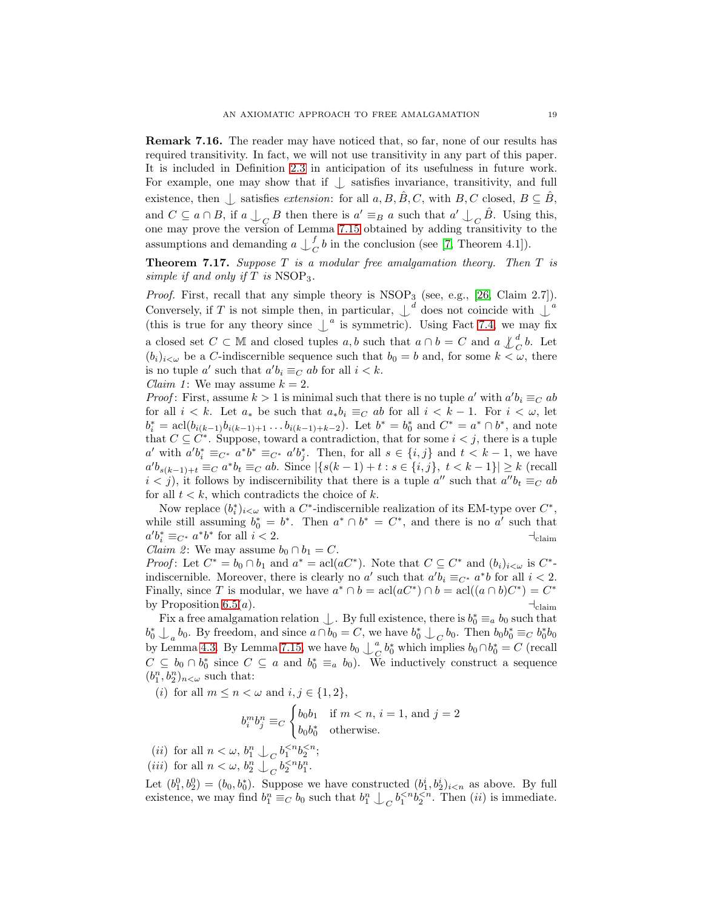**Remark 7.16.** The reader may have noticed that, so far, none of our results has required transitivity. In fact, we will not use transitivity in any part of this paper. It is included in Definition 2.3 in anticipation of its usefulness in future work. For example, one may show that if $\mathop{\smile\!\!\!\!|}$ satisfies invariance, transitivity, and full existence, then $\mathop{\smile\!\!\!\!|}$ satisfies *extension*: for all $a, B, \hat{B}, C$, with $B, C$ closed, $B \subseteq \hat{B}$, and $C \subseteq a \cap B$, if $a \mathop{\smile\!\!\!\!|}_C B$ then there is $a' \equiv_B a$ such that $a' \mathop{\smile\!\!\!\!|}_C \hat{B}$. Using this, one may prove the version of Lemma 7.15 obtained by adding transitivity to the assumptions and demanding $a \mathop{\smile\!\!\!\!|}^f_C b$ in the conclusion (see [7, Theorem 4.1]).

**Theorem 7.17.** *Suppose $T$ is a modular free amalgamation theory. Then $T$ is simple if and only if $T$ is* $\mathrm{NSOP}_3$.

*Proof.* First, recall that any simple theory is $\mathrm{NSOP}_3$ (see, e.g., [26, Claim 2.7]). Conversely, if $T$ is not simple then, in particular, $\mathop{\smile\!\!\!\!|}^d$ does not coincide with $\mathop{\smile\!\!\!\!|}^a$ (this is true for any theory since $\mathop{\smile\!\!\!\!|}^a$ is symmetric). Using Fact 7.4, we may fix a closed set $C \subset \mathbb{M}$ and closed tuples $a, b$ such that $a \cap b = C$ and $a \not\mathop{\smile\!\!\!\!|}^d_C b$. Let $(b_i)_{i<\omega}$ be a $C$-indiscernible sequence such that $b_0 = b$ and, for some $k < \omega$, there is no tuple $a'$ such that $a' b_i \equiv_C ab$ for all $i < k$.

*Claim 1*: We may assume $k = 2$.

*Proof*: First, assume $k > 1$ is minimal such that there is no tuple $a'$ with $a' b_i \equiv_C ab$ for all $i < k$. Let $a_*$ be such that $a_* b_i \equiv_C ab$ for all $i < k-1$. For $i < \omega$, let $b^*_i = \mathrm{acl}(b_{i(k-1)} b_{i(k-1)+1} \ldots b_{i(k-1)+k-2})$. Let $b^* = b^*_0$ and $C^* = a^* \cap b^*$, and note that $C \subseteq C^*$. Suppose, toward a contradiction, that for some $i < j$, there is a tuple $a'$ with $a' b^*_i \equiv_{C^*} a^* b^* \equiv_{C^*} a' b^*_j$. Then, for all $s \in \{i, j\}$ and $t < k-1$, we have $a' b_{s(k-1)+t} \equiv_C a^* b_t \equiv_C ab$. Since $|\{s(k-1)+t : s \in \{i,j\},\ t < k-1\}| \geq k$ (recall $i < j$), it follows by indiscernibility that there is a tuple $a''$ such that $a'' b_t \equiv_C ab$ for all $t < k$, which contradicts the choice of $k$.

Now replace $(b^*_i)_{i<\omega}$ with a $C^*$-indiscernible realization of its EM-type over $C^*$, while still assuming $b^*_0 = b^*$. Then $a^* \cap b^* = C^*$, and there is no $a'$ such that $a' b^*_i \equiv_{C^*} a^* b^*$ for all $i < 2$. $\dashv_{\text{claim}}$

*Claim 2*: We may assume $b_0 \cap b_1 = C$.

*Proof*: Let $C^* = b_0 \cap b_1$ and $a^* = \mathrm{acl}(aC^*)$. Note that $C \subseteq C^*$ and $(b_i)_{i<\omega}$ is $C^*$-indiscernible. Moreover, there is clearly no $a'$ such that $a' b_i \equiv_{C^*} a^* b$ for all $i < 2$. Finally, since $T$ is modular, we have $a^* \cap b = \mathrm{acl}(aC^*) \cap b = \mathrm{acl}((a \cap b)C^*) = C^*$ by Proposition 6.5(*a*). $\dashv_{\text{claim}}$

Fix a free amalgamation relation $\mathop{\smile\!\!\!\!|}$. By full existence, there is $b^*_0 \equiv_a b_0$ such that $b^*_0 \mathop{\smile\!\!\!\!|}_a b_0$. By freedom, and since $a \cap b_0 = C$, we have $b^*_0 \mathop{\smile\!\!\!\!|}_C b_0$. Then $b_0 b^*_0 \equiv_C b^*_0 b_0$ by Lemma 4.3. By Lemma 7.15, we have $b_0 \mathop{\smile\!\!\!\!|}^a_C b^*_0$ which implies $b_0 \cap b^*_0 = C$ (recall $C \subseteq b_0 \cap b^*_0$ since $C \subseteq a$ and $b^*_0 \equiv_a b_0$). We inductively construct a sequence $(b^n_1, b^n_2)_{n<\omega}$ such that:

(*i*) for all $m \leq n < \omega$ and $i, j \in \{1, 2\}$,
$$b^m_i b^n_j \equiv_C \begin{cases} b_0 b_1 & \text{if } m < n,\ i = 1, \text{ and } j = 2 \\ b_0 b^*_0 & \text{otherwise.} \end{cases}$$

(*ii*) for all $n < \omega$, $b^n_1 \mathop{\smile\!\!\!\!|}_C b^{<n}_1 b^{<n}_2$;

(*iii*) for all $n < \omega$, $b^n_2 \mathop{\smile\!\!\!\!|}_C b^{<n}_2 b^n_1$.

Let $(b^0_1, b^0_2) = (b_0, b^*_0)$. Suppose we have constructed $(b^i_1, b^i_2)_{i<n}$ as above. By full existence, we may find $b^n_1 \equiv_C b_0$ such that $b^n_1 \mathop{\smile\!\!\!\!|}_C b^{<n}_1 b^{<n}_2$. Then (*ii*) is immediate.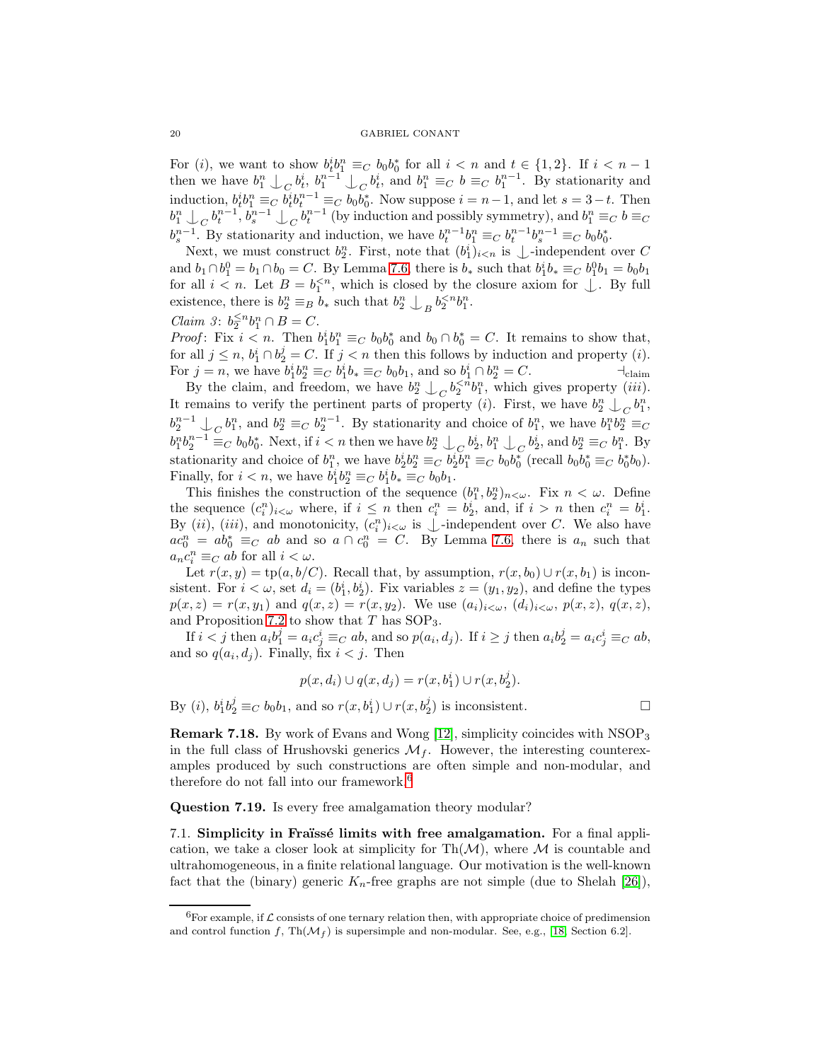For $(i)$, we want to show $b^i_t b^n_1 \equiv_C b_0 b_0^*$ for all $i < n$ and $t \in \{1,2\}$. If $i < n-1$ then we have $b^n_1 \mathop{\smile\!\!\!\!\!\!|}_C b^i_t$, $b^{n-1}_1 \mathop{\smile\!\!\!\!\!\!|}_C b^i_t$, and $b^n_1 \equiv_C b \equiv_C b^{n-1}_1$. By stationarity and induction, $b^i_t b^n_1 \equiv_C b^i_t b^{n-1}_t \equiv_C b_0 b_0^*$. Now suppose $i = n-1$, and let $s = 3-t$. Then $b^n_1 \mathop{\smile\!\!\!\!\!\!|}_C b^{n-1}_t$, $b^{n-1}_s \mathop{\smile\!\!\!\!\!\!|}_C b^{n-1}_t$ (by induction and possibly symmetry), and $b^n_1 \equiv_C b \equiv_C b^{n-1}_s$. By stationarity and induction, we have $b^{n-1}_t b^n_1 \equiv_C b^{n-1}_t b^{n-1}_s \equiv_C b_0 b_0^*$.

Next, we must construct $b^n_2$. First, note that $(b^i_1)_{i<n}$ is $\mathop{\smile\!\!\!\!\!\!|}$-independent over $C$ and $b_1 \cap b^0_1 = b_1 \cap b_0 = C$. By Lemma 7.6, there is $b_*$ such that $b^i_1 b_* \equiv_C b^0_1 b_1 = b_0 b_1$ for all $i < n$. Let $B = b^{<n}_1$, which is closed by the closure axiom for $\mathop{\smile\!\!\!\!\!\!|}$. By full existence, there is $b^n_2 \equiv_B b_*$ such that $b^n_2 \mathop{\smile\!\!\!\!\!\!|}_B b^{<n}_2 b^n_1$.

*Claim 3*: $b^{<n}_2 b^n_1 \cap B = C$.

*Proof*: Fix $i < n$. Then $b^i_1 b^n_1 \equiv_C b_0 b_0^*$ and $b_0 \cap b_0^* = C$. It remains to show that, for all $j \leq n$, $b^i_1 \cap b^j_2 = C$. If $j < n$ then this follows by induction and property $(i)$. For $j = n$, we have $b^i_1 b^n_2 \equiv_C b^i_1 b_* \equiv_C b_0 b_1$, and so $b^i_1 \cap b^n_2 = C$. $\dashv_{\text{claim}}$

By the claim, and freedom, we have $b^n_2 \mathop{\smile\!\!\!\!\!\!|}_C b^{<n}_2 b^n_1$, which gives property $(iii)$. It remains to verify the pertinent parts of property $(i)$. First, we have $b^n_2 \mathop{\smile\!\!\!\!\!\!|}_C b^n_1$, $b^{n-1}_2 \mathop{\smile\!\!\!\!\!\!|}_C b^n_1$, and $b^n_2 \equiv_C b^{n-1}_2$. By stationarity and choice of $b^n_1$, we have $b^n_1 b^n_2 \equiv_C b^n_1 b^{n-1}_2 \equiv_C b_0 b_0^*$. Next, if $i < n$ then we have $b^n_2 \mathop{\smile\!\!\!\!\!\!|}_C b^i_2$, $b^n_1 \mathop{\smile\!\!\!\!\!\!|}_C b^i_2$, and $b^n_2 \equiv_C b^n_1$. By stationarity and choice of $b^n_1$, we have $b^i_2 b^n_2 \equiv_C b^i_2 b^n_1 \equiv_C b_0 b_0^*$ (recall $b_0 b_0^* \equiv_C b_0^* b_0$). Finally, for $i < n$, we have $b^i_1 b^n_2 \equiv_C b^i_1 b_* \equiv_C b_0 b_1$.

This finishes the construction of the sequence $(b^n_1, b^n_2)_{n<\omega}$. Fix $n < \omega$. Define the sequence $(c^n_i)_{i<\omega}$ where, if $i \leq n$ then $c^n_i = b^i_2$, and, if $i > n$ then $c^n_i = b^i_1$. By $(ii)$, $(iii)$, and monotonicity, $(c^n_i)_{i<\omega}$ is $\mathop{\smile\!\!\!\!\!\!|}$-independent over $C$. We also have $ac^n_0 = ab_0^* \equiv_C ab$ and so $a \cap c^n_0 = C$. By Lemma 7.6, there is $a_n$ such that $a_n c^n_i \equiv_C ab$ for all $i < \omega$.

Let $r(x,y) = \mathrm{tp}(a, b/C)$. Recall that, by assumption, $r(x,b_0) \cup r(x,b_1)$ is inconsistent. For $i < \omega$, set $d_i = (b^i_1, b^i_2)$. Fix variables $z = (y_1, y_2)$, and define the types $p(x,z) = r(x,y_1)$ and $q(x,z) = r(x,y_2)$. We use $(a_i)_{i<\omega}$, $(d_i)_{i<\omega}$, $p(x,z)$, $q(x,z)$, and Proposition 7.2 to show that $T$ has $\mathrm{SOP}_3$.

If $i < j$ then $a_i b^j_1 = a_i c^i_j \equiv_C ab$, and so $p(a_i, d_j)$. If $i \geq j$ then $a_i b^j_2 = a_i c^i_j \equiv_C ab$, and so $q(a_i, d_j)$. Finally, fix $i < j$. Then

$$p(x, d_i) \cup q(x, d_j) = r(x, b^i_1) \cup r(x, b^j_2).$$

By $(i)$, $b^i_1 b^j_2 \equiv_C b_0 b_1$, and so $r(x, b^i_1) \cup r(x, b^j_2)$ is inconsistent. $\square$

**Remark 7.18.** By work of Evans and Wong [12], simplicity coincides with $\mathrm{NSOP}_3$ in the full class of Hrushovski generics $\mathcal{M}_f$. However, the interesting counterexamples produced by such constructions are often simple and non-modular, and therefore do not fall into our framework.[6]

**Question 7.19.** Is every free amalgamation theory modular?

7.1. **Simplicity in Fraïssé limits with free amalgamation.** For a final application, we take a closer look at simplicity for $\mathrm{Th}(\mathcal{M})$, where $\mathcal{M}$ is countable and ultrahomogeneous, in a finite relational language. Our motivation is the well-known fact that the (binary) generic $K_n$-free graphs are not simple (due to Shelah [26]),

[6] For example, if $\mathcal{L}$ consists of one ternary relation then, with appropriate choice of predimension and control function $f$, $\mathrm{Th}(\mathcal{M}_f)$ is supersimple and non-modular. See, e.g., [18, Section 6.2].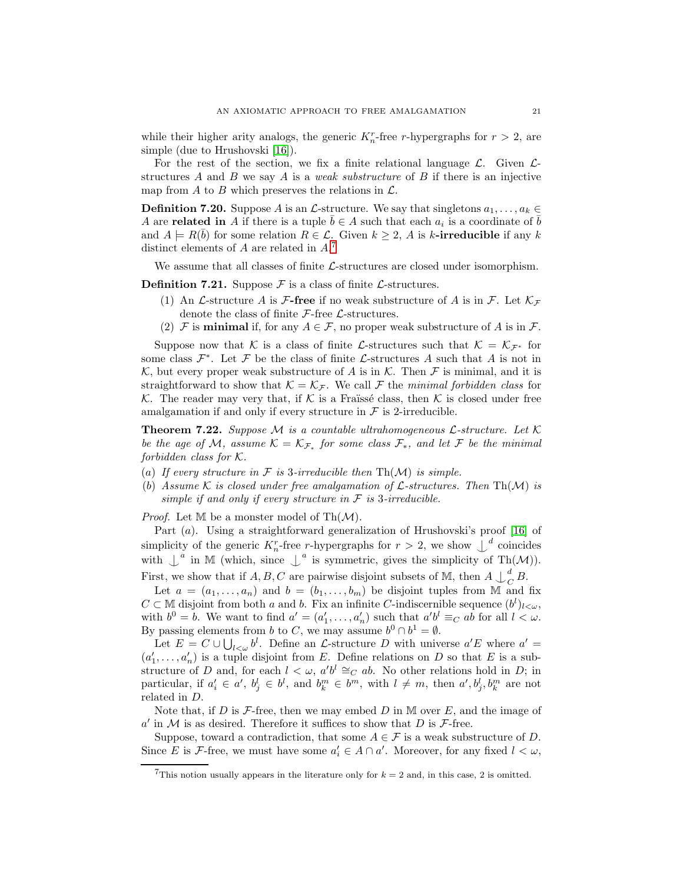while their higher arity analogs, the generic $K_n^r$-free $r$-hypergraphs for $r > 2$, are simple (due to Hrushovski [16]).

For the rest of the section, we fix a finite relational language $\mathcal{L}$. Given $\mathcal{L}$-structures $A$ and $B$ we say $A$ is a *weak substructure* of $B$ if there is an injective map from $A$ to $B$ which preserves the relations in $\mathcal{L}$.

**Definition 7.20.** Suppose $A$ is an $\mathcal{L}$-structure. We say that singletons $a_1, \ldots, a_k \in A$ are **related in** $A$ if there is a tuple $\bar{b} \in A$ such that each $a_i$ is a coordinate of $\bar{b}$ and $A \models R(\bar{b})$ for some relation $R \in \mathcal{L}$. Given $k \geq 2$, $A$ is $k$**-irreducible** if any $k$ distinct elements of $A$ are related in $A$.[7]

We assume that all classes of finite $\mathcal{L}$-structures are closed under isomorphism.

**Definition 7.21.** Suppose $\mathcal{F}$ is a class of finite $\mathcal{L}$-structures.

1. An $\mathcal{L}$-structure $A$ is $\mathcal{F}$**-free** if no weak substructure of $A$ is in $\mathcal{F}$. Let $\mathcal{K}_{\mathcal{F}}$ denote the class of finite $\mathcal{F}$-free $\mathcal{L}$-structures.
2. $\mathcal{F}$ is **minimal** if, for any $A \in \mathcal{F}$, no proper weak substructure of $A$ is in $\mathcal{F}$.

Suppose now that $\mathcal{K}$ is a class of finite $\mathcal{L}$-structures such that $\mathcal{K} = \mathcal{K}_{\mathcal{F}^*}$ for some class $\mathcal{F}^*$. Let $\mathcal{F}$ be the class of finite $\mathcal{L}$-structures $A$ such that $A$ is not in $\mathcal{K}$, but every proper weak substructure of $A$ is in $\mathcal{K}$. Then $\mathcal{F}$ is minimal, and it is straightforward to show that $\mathcal{K} = \mathcal{K}_{\mathcal{F}}$. We call $\mathcal{F}$ the *minimal forbidden class* for $\mathcal{K}$. The reader may very that, if $\mathcal{K}$ is a Fraïssé class, then $\mathcal{K}$ is closed under free amalgamation if and only if every structure in $\mathcal{F}$ is 2-irreducible.

**Theorem 7.22.** *Suppose $\mathcal{M}$ is a countable ultrahomogeneous $\mathcal{L}$-structure. Let $\mathcal{K}$ be the age of $\mathcal{M}$, assume $\mathcal{K} = \mathcal{K}_{\mathcal{F}_*}$ for some class $\mathcal{F}_*$, and let $\mathcal{F}$ be the minimal forbidden class for $\mathcal{K}$.*

*(a) If every structure in $\mathcal{F}$ is 3-irreducible then $\mathrm{Th}(\mathcal{M})$ is simple.*

*(b) Assume $\mathcal{K}$ is closed under free amalgamation of $\mathcal{L}$-structures. Then $\mathrm{Th}(\mathcal{M})$ is simple if and only if every structure in $\mathcal{F}$ is 3-irreducible.*

*Proof.* Let $\mathbb{M}$ be a monster model of $\mathrm{Th}(\mathcal{M})$.

Part $(a)$. Using a straightforward generalization of Hrushovski's proof [16] of simplicity of the generic $K_n^r$-free $r$-hypergraphs for $r > 2$, we show $\mathop{\smile\!\!\!\!\!\!\mid}^d$ coincides with $\mathop{\smile\!\!\!\!\!\!\mid}^a$ in $\mathbb{M}$ (which, since $\mathop{\smile\!\!\!\!\!\!\mid}^a$ is symmetric, gives the simplicity of $\mathrm{Th}(\mathcal{M})$). First, we show that if $A, B, C$ are pairwise disjoint subsets of $\mathbb{M}$, then $A \mathop{\smile\!\!\!\!\!\!\mid}^d_C B$.

Let $a = (a_1, \ldots, a_n)$ and $b = (b_1, \ldots, b_m)$ be disjoint tuples from $\mathbb{M}$ and fix $C \subset \mathbb{M}$ disjoint from both $a$ and $b$. Fix an infinite $C$-indiscernible sequence $(b^l)_{l<\omega}$, with $b^0 = b$. We want to find $a' = (a'_1, \ldots, a'_n)$ such that $a'b^l \equiv_C ab$ for all $l < \omega$. By passing elements from $b$ to $C$, we may assume $b^0 \cap b^1 = \emptyset$.

Let $E = C \cup \bigcup_{l<\omega} b^l$. Define an $\mathcal{L}$-structure $D$ with universe $a'E$ where $a' = (a'_1, \ldots, a'_n)$ is a tuple disjoint from $E$. Define relations on $D$ so that $E$ is a substructure of $D$ and, for each $l < \omega$, $a'b^l \cong_C ab$. No other relations hold in $D$; in particular, if $a'_i \in a'$, $b^l_j \in b^l$, and $b^m_k \in b^m$, with $l \neq m$, then $a', b^l_j, b^m_k$ are not related in $D$.

Note that, if $D$ is $\mathcal{F}$-free, then we may embed $D$ in $\mathbb{M}$ over $E$, and the image of $a'$ in $\mathcal{M}$ is as desired. Therefore it suffices to show that $D$ is $\mathcal{F}$-free.

Suppose, toward a contradiction, that some $A \in \mathcal{F}$ is a weak substructure of $D$. Since $E$ is $\mathcal{F}$-free, we must have some $a'_i \in A \cap a'$. Moreover, for any fixed $l < \omega$,

[7] This notion usually appears in the literature only for $k = 2$ and, in this case, 2 is omitted.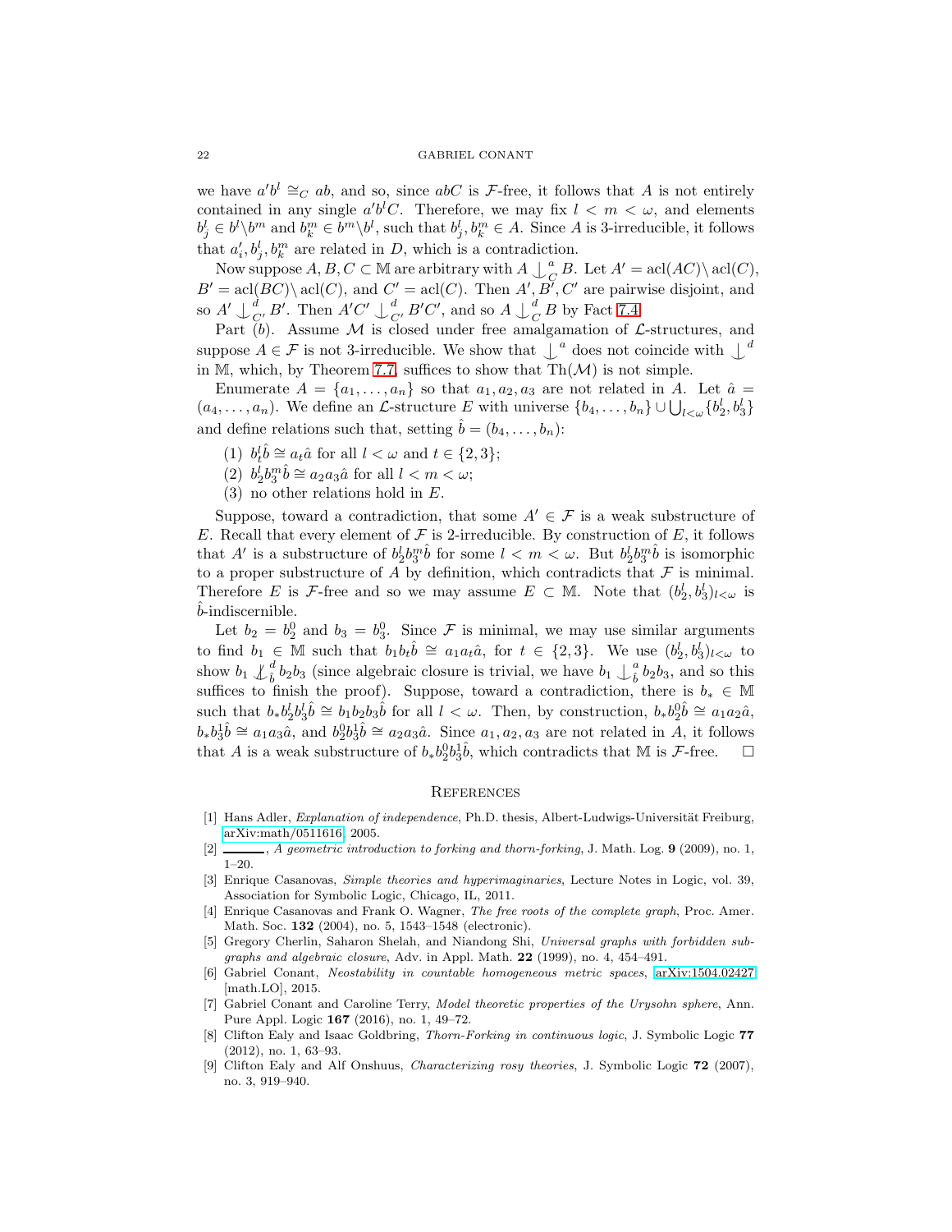we have $a'b^l \cong_C ab$, and so, since $abC$ is $\mathcal{F}$-free, it follows that $A$ is not entirely contained in any single $a'b^lC$. Therefore, we may fix $l < m < \omega$, and elements $b^l_j \in b^l \backslash b^m$ and $b^m_k \in b^m \backslash b^l$, such that $b^l_j, b^m_k \in A$. Since $A$ is 3-irreducible, it follows that $a'_i, b^l_j, b^m_k$ are related in $D$, which is a contradiction.

Now suppose $A, B, C \subset \mathbb{M}$ are arbitrary with $A \mathop{\smile\!\!\!\!\!\!|}^a_C B$. Let $A' = \operatorname{acl}(AC)\backslash \operatorname{acl}(C)$, $B' = \operatorname{acl}(BC)\backslash \operatorname{acl}(C)$, and $C' = \operatorname{acl}(C)$. Then $A', B', C'$ are pairwise disjoint, and so $A' \mathop{\smile\!\!\!\!\!\!|}^d_{C'} B'$. Then $A'C' \mathop{\smile\!\!\!\!\!\!|}^d_{C'} B'C'$, and so $A \mathop{\smile\!\!\!\!\!\!|}^d_C B$ by Fact 7.4.

Part $(b)$. Assume $\mathcal{M}$ is closed under free amalgamation of $\mathcal{L}$-structures, and suppose $A \in \mathcal{F}$ is not 3-irreducible. We show that $\mathop{\smile\!\!\!\!\!\!|}^a$ does not coincide with $\mathop{\smile\!\!\!\!\!\!|}^d$ in $\mathbb{M}$, which, by Theorem 7.7, suffices to show that $\operatorname{Th}(\mathcal{M})$ is not simple.

Enumerate $A = \{a_1, \ldots, a_n\}$ so that $a_1, a_2, a_3$ are not related in $A$. Let $\hat{a} = (a_4, \ldots, a_n)$. We define an $\mathcal{L}$-structure $E$ with universe $\{b_4, \ldots, b_n\} \cup \bigcup_{l<\omega}\{b^l_2, b^l_3\}$ and define relations such that, setting $\hat{b} = (b_4, \ldots, b_n)$:

1. $b^l_t \hat{b} \cong a_t \hat{a}$ for all $l < \omega$ and $t \in \{2, 3\}$;
2. $b^l_2 b^m_3 \hat{b} \cong a_2 a_3 \hat{a}$ for all $l < m < \omega$;
3. no other relations hold in $E$.

Suppose, toward a contradiction, that some $A' \in \mathcal{F}$ is a weak substructure of $E$. Recall that every element of $\mathcal{F}$ is 2-irreducible. By construction of $E$, it follows that $A'$ is a substructure of $b^l_2 b^m_3 \hat{b}$ for some $l < m < \omega$. But $b^l_2 b^m_3 \hat{b}$ is isomorphic to a proper substructure of $A$ by definition, which contradicts that $\mathcal{F}$ is minimal. Therefore $E$ is $\mathcal{F}$-free and so we may assume $E \subset \mathbb{M}$. Note that $(b^l_2, b^l_3)_{l<\omega}$ is $\hat{b}$-indiscernible.

Let $b_2 = b^0_2$ and $b_3 = b^0_3$. Since $\mathcal{F}$ is minimal, we may use similar arguments to find $b_1 \in \mathbb{M}$ such that $b_1 b_t \hat{b} \cong a_1 a_t \hat{a}$, for $t \in \{2, 3\}$. We use $(b^l_2, b^l_3)_{l<\omega}$ to show $b_1 \not\mathop{\smile\!\!\!\!\!\!|}^d_{\hat{b}} b_2 b_3$ (since algebraic closure is trivial, we have $b_1 \mathop{\smile\!\!\!\!\!\!|}^a_{\hat{b}} b_2 b_3$, and so this suffices to finish the proof). Suppose, toward a contradiction, there is $b_* \in \mathbb{M}$ such that $b_* b^l_2 b^l_3 \hat{b} \cong b_1 b_2 b_3 \hat{b}$ for all $l < \omega$. Then, by construction, $b_* b^0_2 \hat{b} \cong a_1 a_2 \hat{a}$, $b_* b^1_3 \hat{b} \cong a_1 a_3 \hat{a}$, and $b^0_2 b^1_3 \hat{b} \cong a_2 a_3 \hat{a}$. Since $a_1, a_2, a_3$ are not related in $A$, it follows that $A$ is a weak substructure of $b_* b^0_2 b^1_3 \hat{b}$, which contradicts that $\mathbb{M}$ is $\mathcal{F}$-free. $\square$

## References

[1] Hans Adler, *Explanation of independence*, Ph.D. thesis, Albert-Ludwigs-Universität Freiburg, arXiv:math/0511616, 2005.

[2] ———, *A geometric introduction to forking and thorn-forking*, J. Math. Log. **9** (2009), no. 1, 1–20.

[3] Enrique Casanovas, *Simple theories and hyperimaginaries*, Lecture Notes in Logic, vol. 39, Association for Symbolic Logic, Chicago, IL, 2011.

[4] Enrique Casanovas and Frank O. Wagner, *The free roots of the complete graph*, Proc. Amer. Math. Soc. **132** (2004), no. 5, 1543–1548 (electronic).

[5] Gregory Cherlin, Saharon Shelah, and Niandong Shi, *Universal graphs with forbidden subgraphs and algebraic closure*, Adv. in Appl. Math. **22** (1999), no. 4, 454–491.

[6] Gabriel Conant, *Neostability in countable homogeneous metric spaces*, arXiv:1504.02427 [math.LO], 2015.

[7] Gabriel Conant and Caroline Terry, *Model theoretic properties of the Urysohn sphere*, Ann. Pure Appl. Logic **167** (2016), no. 1, 49–72.

[8] Clifton Ealy and Isaac Goldbring, *Thorn-Forking in continuous logic*, J. Symbolic Logic **77** (2012), no. 1, 63–93.

[9] Clifton Ealy and Alf Onshuus, *Characterizing rosy theories*, J. Symbolic Logic **72** (2007), no. 3, 919–940.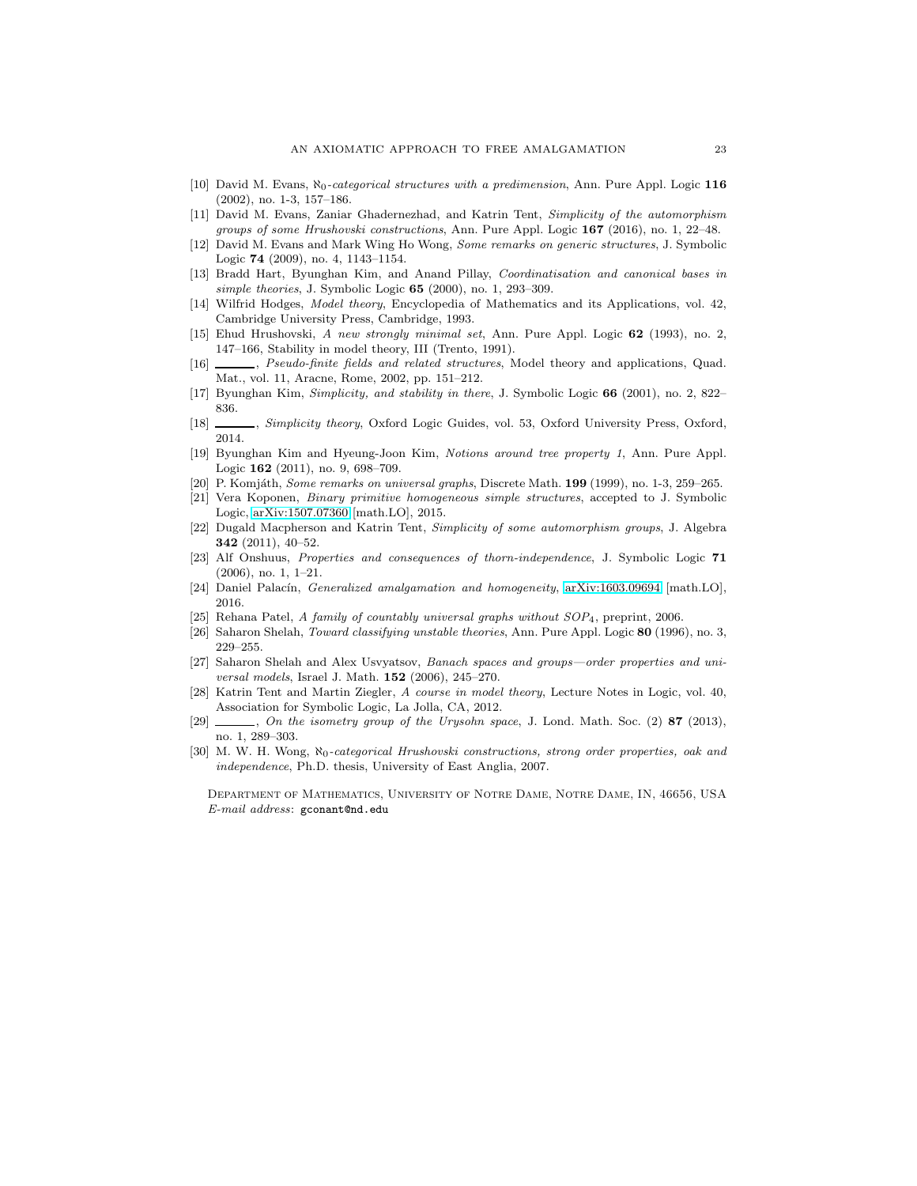[10] David M. Evans, $\aleph_0$-*categorical structures with a predimension*, Ann. Pure Appl. Logic **116** (2002), no. 1-3, 157–186.

[11] David M. Evans, Zaniar Ghadernezhad, and Katrin Tent, *Simplicity of the automorphism groups of some Hrushovski constructions*, Ann. Pure Appl. Logic **167** (2016), no. 1, 22–48.

[12] David M. Evans and Mark Wing Ho Wong, *Some remarks on generic structures*, J. Symbolic Logic **74** (2009), no. 4, 1143–1154.

[13] Bradd Hart, Byunghan Kim, and Anand Pillay, *Coordinatisation and canonical bases in simple theories*, J. Symbolic Logic **65** (2000), no. 1, 293–309.

[14] Wilfrid Hodges, *Model theory*, Encyclopedia of Mathematics and its Applications, vol. 42, Cambridge University Press, Cambridge, 1993.

[15] Ehud Hrushovski, *A new strongly minimal set*, Ann. Pure Appl. Logic **62** (1993), no. 2, 147–166, Stability in model theory, III (Trento, 1991).

[16] ______, *Pseudo-finite fields and related structures*, Model theory and applications, Quad. Mat., vol. 11, Aracne, Rome, 2002, pp. 151–212.

[17] Byunghan Kim, *Simplicity, and stability in there*, J. Symbolic Logic **66** (2001), no. 2, 822–836.

[18] ______, *Simplicity theory*, Oxford Logic Guides, vol. 53, Oxford University Press, Oxford, 2014.

[19] Byunghan Kim and Hyeung-Joon Kim, *Notions around tree property 1*, Ann. Pure Appl. Logic **162** (2011), no. 9, 698–709.

[20] P. Komjáth, *Some remarks on universal graphs*, Discrete Math. **199** (1999), no. 1-3, 259–265.

[21] Vera Koponen, *Binary primitive homogeneous simple structures*, accepted to J. Symbolic Logic, arXiv:1507.07360 [math.LO], 2015.

[22] Dugald Macpherson and Katrin Tent, *Simplicity of some automorphism groups*, J. Algebra **342** (2011), 40–52.

[23] Alf Onshuus, *Properties and consequences of thorn-independence*, J. Symbolic Logic **71** (2006), no. 1, 1–21.

[24] Daniel Palacín, *Generalized amalgamation and homogeneity*, arXiv:1603.09694 [math.LO], 2016.

[25] Rehana Patel, *A family of countably universal graphs without* $SOP_4$, preprint, 2006.

[26] Saharon Shelah, *Toward classifying unstable theories*, Ann. Pure Appl. Logic **80** (1996), no. 3, 229–255.

[27] Saharon Shelah and Alex Usvyatsov, *Banach spaces and groups—order properties and universal models*, Israel J. Math. **152** (2006), 245–270.

[28] Katrin Tent and Martin Ziegler, *A course in model theory*, Lecture Notes in Logic, vol. 40, Association for Symbolic Logic, La Jolla, CA, 2012.

[29] ______, *On the isometry group of the Urysohn space*, J. Lond. Math. Soc. (2) **87** (2013), no. 1, 289–303.

[30] M. W. H. Wong, $\aleph_0$-*categorical Hrushovski constructions, strong order properties, oak and independence*, Ph.D. thesis, University of East Anglia, 2007.

Department of Mathematics, University of Notre Dame, Notre Dame, IN, 46656, USA
*E-mail address*: gconant@nd.edu